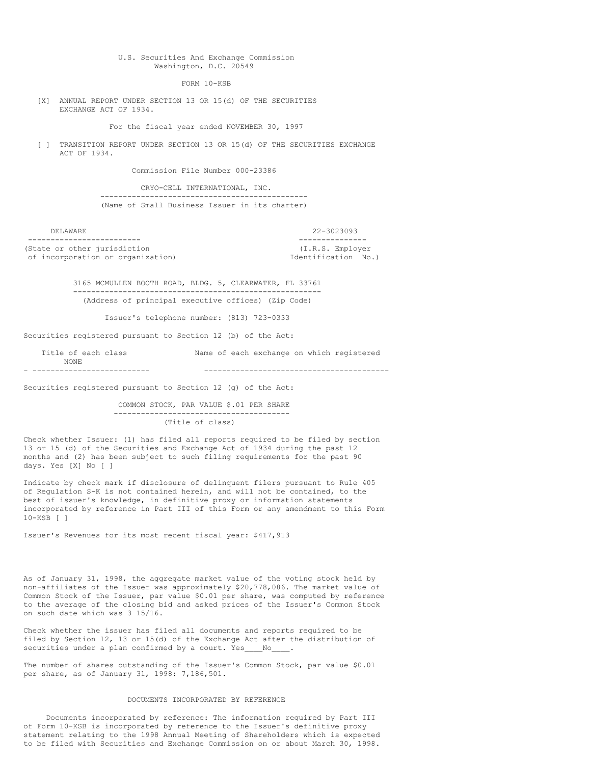U.S. Securities And Exchange Commission
Washington, D.C. 20549

FORM 10-KSB

[X] ANNUAL REPORT UNDER SECTION 13 OR 15(d) OF THE SECURITIES EXCHANGE ACT OF 1934.

For the fiscal year ended NOVEMBER 30, 1997

[ ] TRANSITION REPORT UNDER SECTION 13 OR 15(d) OF THE SECURITIES EXCHANGE ACT OF 1934.

Commission File Number 000-23386

CRYO-CELL INTERNATIONAL, INC.

(Name of Small Business Issuer in its charter)

| DELAWARE | 22-3023093 |
|---|---|
| (State or other jurisdiction of incorporation or organization) | (I.R.S. Employer Identification No.) |

3165 MCMULLEN BOOTH ROAD, BLDG. 5, CLEARWATER, FL 33761

(Address of principal executive offices) (Zip Code)

Issuer's telephone number: (813) 723-0333

Securities registered pursuant to Section 12 (b) of the Act:

| Title of each class | Name of each exchange on which registered |
|---|---|
| NONE | |

Securities registered pursuant to Section 12 (g) of the Act:

COMMON STOCK, PAR VALUE $.01 PER SHARE

(Title of class)

Check whether Issuer: (1) has filed all reports required to be filed by section 13 or 15 (d) of the Securities and Exchange Act of 1934 during the past 12 months and (2) has been subject to such filing requirements for the past 90 days. Yes [X] No [ ]

Indicate by check mark if disclosure of delinquent filers pursuant to Rule 405 of Regulation S-K is not contained herein, and will not be contained, to the best of issuer's knowledge, in definitive proxy or information statements incorporated by reference in Part III of this Form or any amendment to this Form 10-KSB [ ]

Issuer's Revenues for its most recent fiscal year: $417,913

As of January 31, 1998, the aggregate market value of the voting stock held by non-affiliates of the Issuer was approximately $20,778,086. The market value of Common Stock of the Issuer, par value $0.01 per share, was computed by reference to the average of the closing bid and asked prices of the Issuer's Common Stock on such date which was 3 15/16.

Check whether the issuer has filed all documents and reports required to be filed by Section 12, 13 or 15(d) of the Exchange Act after the distribution of securities under a plan confirmed by a court. Yes____No____.

The number of shares outstanding of the Issuer's Common Stock, par value $0.01 per share, as of January 31, 1998: 7,186,501.

DOCUMENTS INCORPORATED BY REFERENCE

Documents incorporated by reference: The information required by Part III of Form 10-KSB is incorporated by reference to the Issuer's definitive proxy statement relating to the 1998 Annual Meeting of Shareholders which is expected to be filed with Securities and Exchange Commission on or about March 30, 1998.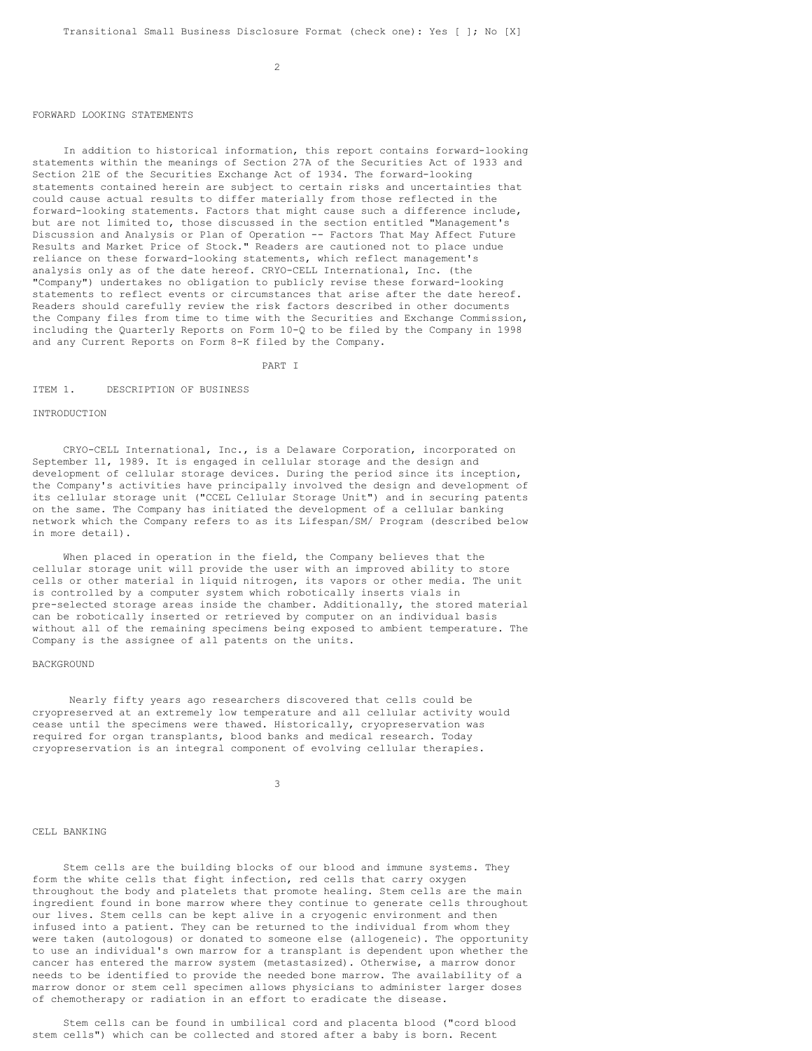Transitional Small Business Disclosure Format (check one): Yes [ ]; No [X]

## FORWARD LOOKING STATEMENTS

In addition to historical information, this report contains forward-looking statements within the meanings of Section 27A of the Securities Act of 1933 and Section 21E of the Securities Exchange Act of 1934. The forward-looking statements contained herein are subject to certain risks and uncertainties that could cause actual results to differ materially from those reflected in the forward-looking statements. Factors that might cause such a difference include, but are not limited to, those discussed in the section entitled "Management's Discussion and Analysis or Plan of Operation -- Factors That May Affect Future Results and Market Price of Stock." Readers are cautioned not to place undue reliance on these forward-looking statements, which reflect management's analysis only as of the date hereof. CRYO-CELL International, Inc. (the "Company") undertakes no obligation to publicly revise these forward-looking statements to reflect events or circumstances that arise after the date hereof. Readers should carefully review the risk factors described in other documents the Company files from time to time with the Securities and Exchange Commission, including the Quarterly Reports on Form 10-Q to be filed by the Company in 1998 and any Current Reports on Form 8-K filed by the Company.

# PART I

## ITEM 1. DESCRIPTION OF BUSINESS

### INTRODUCTION

CRYO-CELL International, Inc., is a Delaware Corporation, incorporated on September 11, 1989. It is engaged in cellular storage and the design and development of cellular storage devices. During the period since its inception, the Company's activities have principally involved the design and development of its cellular storage unit ("CCEL Cellular Storage Unit") and in securing patents on the same. The Company has initiated the development of a cellular banking network which the Company refers to as its Lifespan/SM/ Program (described below in more detail).

When placed in operation in the field, the Company believes that the cellular storage unit will provide the user with an improved ability to store cells or other material in liquid nitrogen, its vapors or other media. The unit is controlled by a computer system which robotically inserts vials in pre-selected storage areas inside the chamber. Additionally, the stored material can be robotically inserted or retrieved by computer on an individual basis without all of the remaining specimens being exposed to ambient temperature. The Company is the assignee of all patents on the units.

### BACKGROUND

Nearly fifty years ago researchers discovered that cells could be cryopreserved at an extremely low temperature and all cellular activity would cease until the specimens were thawed. Historically, cryopreservation was required for organ transplants, blood banks and medical research. Today cryopreservation is an integral component of evolving cellular therapies.

### CELL BANKING

Stem cells are the building blocks of our blood and immune systems. They form the white cells that fight infection, red cells that carry oxygen throughout the body and platelets that promote healing. Stem cells are the main ingredient found in bone marrow where they continue to generate cells throughout our lives. Stem cells can be kept alive in a cryogenic environment and then infused into a patient. They can be returned to the individual from whom they were taken (autologous) or donated to someone else (allogeneic). The opportunity to use an individual's own marrow for a transplant is dependent upon whether the cancer has entered the marrow system (metastasized). Otherwise, a marrow donor needs to be identified to provide the needed bone marrow. The availability of a marrow donor or stem cell specimen allows physicians to administer larger doses of chemotherapy or radiation in an effort to eradicate the disease.

Stem cells can be found in umbilical cord and placenta blood ("cord blood stem cells") which can be collected and stored after a baby is born. Recent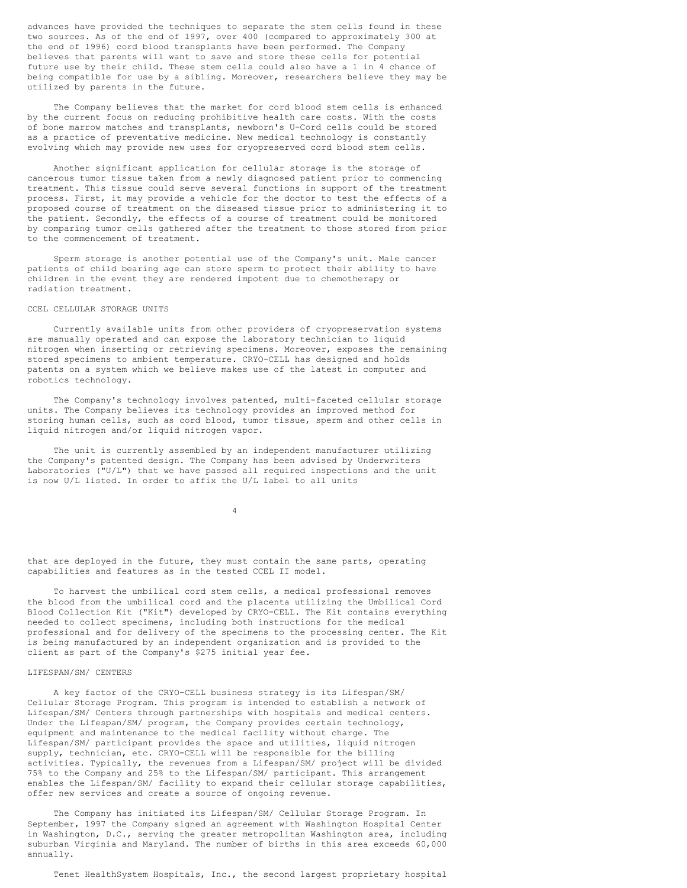advances have provided the techniques to separate the stem cells found in these two sources. As of the end of 1997, over 400 (compared to approximately 300 at the end of 1996) cord blood transplants have been performed. The Company believes that parents will want to save and store these cells for potential future use by their child. These stem cells could also have a 1 in 4 chance of being compatible for use by a sibling. Moreover, researchers believe they may be utilized by parents in the future.

The Company believes that the market for cord blood stem cells is enhanced by the current focus on reducing prohibitive health care costs. With the costs of bone marrow matches and transplants, newborn's U-Cord cells could be stored as a practice of preventative medicine. New medical technology is constantly evolving which may provide new uses for cryopreserved cord blood stem cells.

Another significant application for cellular storage is the storage of cancerous tumor tissue taken from a newly diagnosed patient prior to commencing treatment. This tissue could serve several functions in support of the treatment process. First, it may provide a vehicle for the doctor to test the effects of a proposed course of treatment on the diseased tissue prior to administering it to the patient. Secondly, the effects of a course of treatment could be monitored by comparing tumor cells gathered after the treatment to those stored from prior to the commencement of treatment.

Sperm storage is another potential use of the Company's unit. Male cancer patients of child bearing age can store sperm to protect their ability to have children in the event they are rendered impotent due to chemotherapy or radiation treatment.

## CCEL CELLULAR STORAGE UNITS

Currently available units from other providers of cryopreservation systems are manually operated and can expose the laboratory technician to liquid nitrogen when inserting or retrieving specimens. Moreover, exposes the remaining stored specimens to ambient temperature. CRYO-CELL has designed and holds patents on a system which we believe makes use of the latest in computer and robotics technology.

The Company's technology involves patented, multi-faceted cellular storage units. The Company believes its technology provides an improved method for storing human cells, such as cord blood, tumor tissue, sperm and other cells in liquid nitrogen and/or liquid nitrogen vapor.

The unit is currently assembled by an independent manufacturer utilizing the Company's patented design. The Company has been advised by Underwriters Laboratories ("U/L") that we have passed all required inspections and the unit is now U/L listed. In order to affix the U/L label to all units that are deployed in the future, they must contain the same parts, operating capabilities and features as in the tested CCEL II model.

To harvest the umbilical cord stem cells, a medical professional removes the blood from the umbilical cord and the placenta utilizing the Umbilical Cord Blood Collection Kit ("Kit") developed by CRYO-CELL. The Kit contains everything needed to collect specimens, including both instructions for the medical professional and for delivery of the specimens to the processing center. The Kit is being manufactured by an independent organization and is provided to the client as part of the Company's $275 initial year fee.

## LIFESPAN/SM/ CENTERS

A key factor of the CRYO-CELL business strategy is its Lifespan/SM/ Cellular Storage Program. This program is intended to establish a network of Lifespan/SM/ Centers through partnerships with hospitals and medical centers. Under the Lifespan/SM/ program, the Company provides certain technology, equipment and maintenance to the medical facility without charge. The Lifespan/SM/ participant provides the space and utilities, liquid nitrogen supply, technician, etc. CRYO-CELL will be responsible for the billing activities. Typically, the revenues from a Lifespan/SM/ project will be divided 75% to the Company and 25% to the Lifespan/SM/ participant. This arrangement enables the Lifespan/SM/ facility to expand their cellular storage capabilities, offer new services and create a source of ongoing revenue.

The Company has initiated its Lifespan/SM/ Cellular Storage Program. In September, 1997 the Company signed an agreement with Washington Hospital Center in Washington, D.C., serving the greater metropolitan Washington area, including suburban Virginia and Maryland. The number of births in this area exceeds 60,000 annually.

Tenet HealthSystem Hospitals, Inc., the second largest proprietary hospital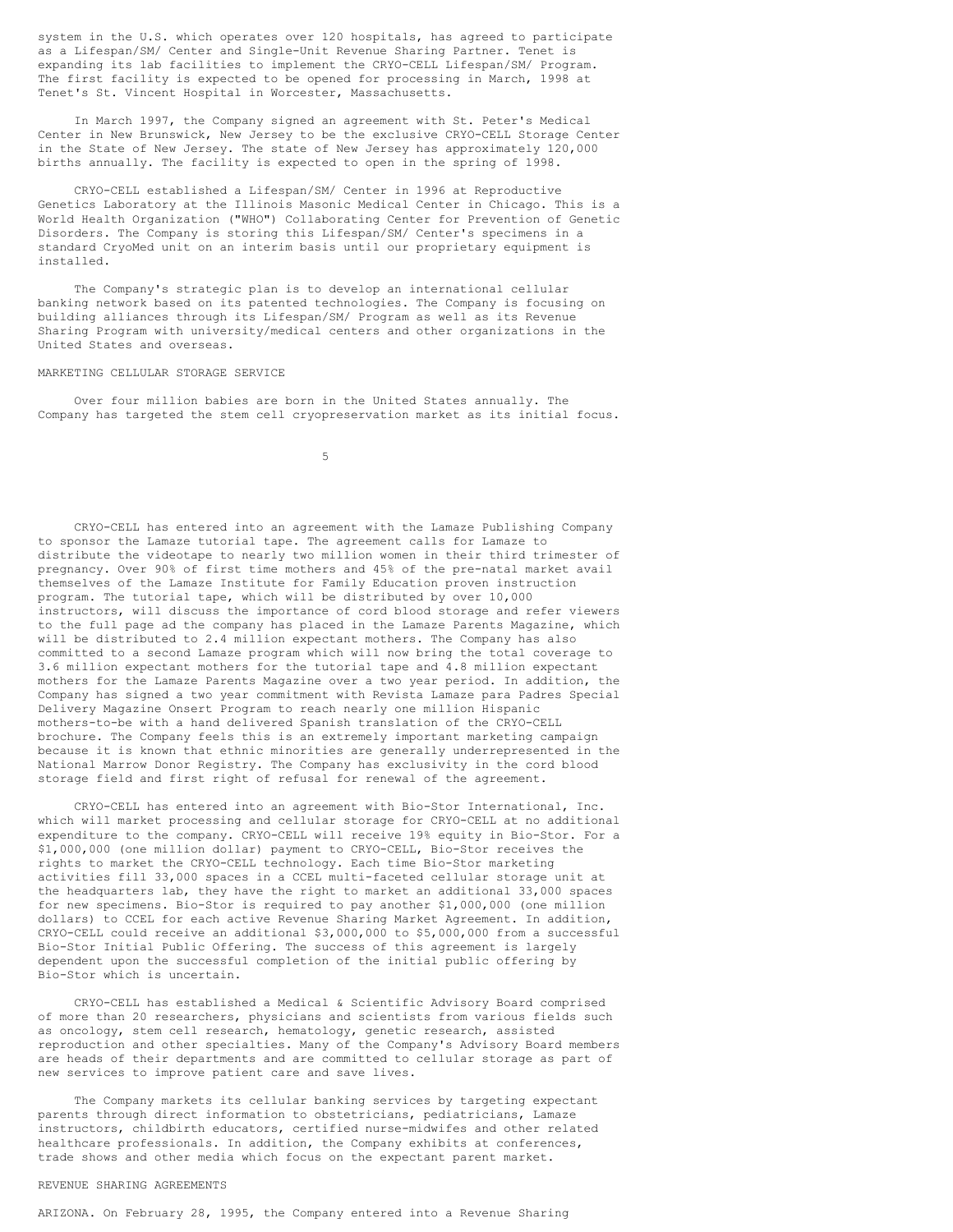system in the U.S. which operates over 120 hospitals, has agreed to participate as a Lifespan/SM/ Center and Single-Unit Revenue Sharing Partner. Tenet is expanding its lab facilities to implement the CRYO-CELL Lifespan/SM/ Program. The first facility is expected to be opened for processing in March, 1998 at Tenet's St. Vincent Hospital in Worcester, Massachusetts.

In March 1997, the Company signed an agreement with St. Peter's Medical Center in New Brunswick, New Jersey to be the exclusive CRYO-CELL Storage Center in the State of New Jersey. The state of New Jersey has approximately 120,000 births annually. The facility is expected to open in the spring of 1998.

CRYO-CELL established a Lifespan/SM/ Center in 1996 at Reproductive Genetics Laboratory at the Illinois Masonic Medical Center in Chicago. This is a World Health Organization ("WHO") Collaborating Center for Prevention of Genetic Disorders. The Company is storing this Lifespan/SM/ Center's specimens in a standard CryoMed unit on an interim basis until our proprietary equipment is installed.

The Company's strategic plan is to develop an international cellular banking network based on its patented technologies. The Company is focusing on building alliances through its Lifespan/SM/ Program as well as its Revenue Sharing Program with university/medical centers and other organizations in the United States and overseas.

MARKETING CELLULAR STORAGE SERVICE

Over four million babies are born in the United States annually. The Company has targeted the stem cell cryopreservation market as its initial focus.

CRYO-CELL has entered into an agreement with the Lamaze Publishing Company to sponsor the Lamaze tutorial tape. The agreement calls for Lamaze to distribute the videotape to nearly two million women in their third trimester of pregnancy. Over 90% of first time mothers and 45% of the pre-natal market avail themselves of the Lamaze Institute for Family Education proven instruction program. The tutorial tape, which will be distributed by over 10,000 instructors, will discuss the importance of cord blood storage and refer viewers to the full page ad the company has placed in the Lamaze Parents Magazine, which will be distributed to 2.4 million expectant mothers. The Company has also committed to a second Lamaze program which will now bring the total coverage to 3.6 million expectant mothers for the tutorial tape and 4.8 million expectant mothers for the Lamaze Parents Magazine over a two year period. In addition, the Company has signed a two year commitment with Revista Lamaze para Padres Special Delivery Magazine Onsert Program to reach nearly one million Hispanic mothers-to-be with a hand delivered Spanish translation of the CRYO-CELL brochure. The Company feels this is an extremely important marketing campaign because it is known that ethnic minorities are generally underrepresented in the National Marrow Donor Registry. The Company has exclusivity in the cord blood storage field and first right of refusal for renewal of the agreement.

CRYO-CELL has entered into an agreement with Bio-Stor International, Inc. which will market processing and cellular storage for CRYO-CELL at no additional expenditure to the company. CRYO-CELL will receive 19% equity in Bio-Stor. For a $1,000,000 (one million dollar) payment to CRYO-CELL, Bio-Stor receives the rights to market the CRYO-CELL technology. Each time Bio-Stor marketing activities fill 33,000 spaces in a CCEL multi-faceted cellular storage unit at the headquarters lab, they have the right to market an additional 33,000 spaces for new specimens. Bio-Stor is required to pay another $1,000,000 (one million dollars) to CCEL for each active Revenue Sharing Market Agreement. In addition, CRYO-CELL could receive an additional $3,000,000 to $5,000,000 from a successful Bio-Stor Initial Public Offering. The success of this agreement is largely dependent upon the successful completion of the initial public offering by Bio-Stor which is uncertain.

CRYO-CELL has established a Medical & Scientific Advisory Board comprised of more than 20 researchers, physicians and scientists from various fields such as oncology, stem cell research, hematology, genetic research, assisted reproduction and other specialties. Many of the Company's Advisory Board members are heads of their departments and are committed to cellular storage as part of new services to improve patient care and save lives.

The Company markets its cellular banking services by targeting expectant parents through direct information to obstetricians, pediatricians, Lamaze instructors, childbirth educators, certified nurse-midwifes and other related healthcare professionals. In addition, the Company exhibits at conferences, trade shows and other media which focus on the expectant parent market.

REVENUE SHARING AGREEMENTS

ARIZONA. On February 28, 1995, the Company entered into a Revenue Sharing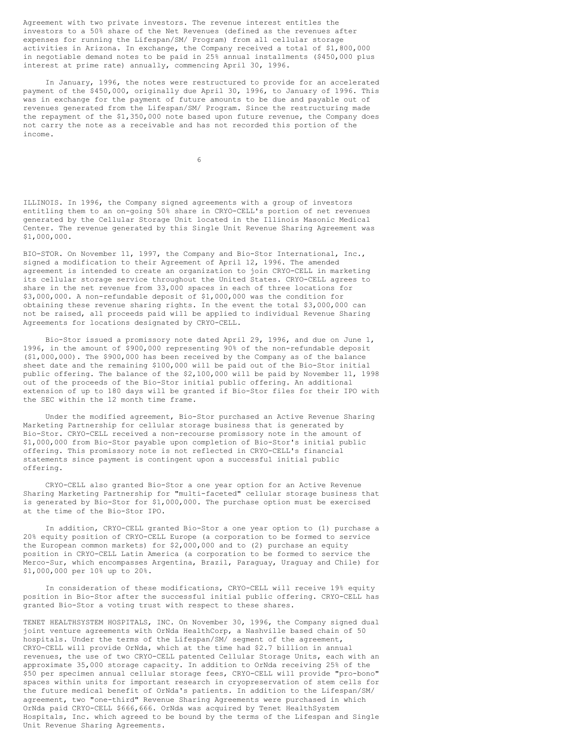Agreement with two private investors. The revenue interest entitles the investors to a 50% share of the Net Revenues (defined as the revenues after expenses for running the Lifespan/SM/ Program) from all cellular storage activities in Arizona. In exchange, the Company received a total of $1,800,000 in negotiable demand notes to be paid in 25% annual installments ($450,000 plus interest at prime rate) annually, commencing April 30, 1996.

In January, 1996, the notes were restructured to provide for an accelerated payment of the $450,000, originally due April 30, 1996, to January of 1996. This was in exchange for the payment of future amounts to be due and payable out of revenues generated from the Lifespan/SM/ Program. Since the restructuring made the repayment of the $1,350,000 note based upon future revenue, the Company does not carry the note as a receivable and has not recorded this portion of the income.

ILLINOIS. In 1996, the Company signed agreements with a group of investors entitling them to an on-going 50% share in CRYO-CELL's portion of net revenues generated by the Cellular Storage Unit located in the Illinois Masonic Medical Center. The revenue generated by this Single Unit Revenue Sharing Agreement was $1,000,000.

BIO-STOR. On November 11, 1997, the Company and Bio-Stor International, Inc., signed a modification to their Agreement of April 12, 1996. The amended agreement is intended to create an organization to join CRYO-CELL in marketing its cellular storage service throughout the United States. CRYO-CELL agrees to share in the net revenue from 33,000 spaces in each of three locations for $3,000,000. A non-refundable deposit of $1,000,000 was the condition for obtaining these revenue sharing rights. In the event the total $3,000,000 can not be raised, all proceeds paid will be applied to individual Revenue Sharing Agreements for locations designated by CRYO-CELL.

Bio-Stor issued a promissory note dated April 29, 1996, and due on June 1, 1996, in the amount of $900,000 representing 90% of the non-refundable deposit ($1,000,000). The $900,000 has been received by the Company as of the balance sheet date and the remaining $100,000 will be paid out of the Bio-Stor initial public offering. The balance of the $2,100,000 will be paid by November 11, 1998 out of the proceeds of the Bio-Stor initial public offering. An additional extension of up to 180 days will be granted if Bio-Stor files for their IPO with the SEC within the 12 month time frame.

Under the modified agreement, Bio-Stor purchased an Active Revenue Sharing Marketing Partnership for cellular storage business that is generated by Bio-Stor. CRYO-CELL received a non-recourse promissory note in the amount of $1,000,000 from Bio-Stor payable upon completion of Bio-Stor's initial public offering. This promissory note is not reflected in CRYO-CELL's financial statements since payment is contingent upon a successful initial public offering.

CRYO-CELL also granted Bio-Stor a one year option for an Active Revenue Sharing Marketing Partnership for "multi-faceted" cellular storage business that is generated by Bio-Stor for $1,000,000. The purchase option must be exercised at the time of the Bio-Stor IPO.

In addition, CRYO-CELL granted Bio-Stor a one year option to (1) purchase a 20% equity position of CRYO-CELL Europe (a corporation to be formed to service the European common markets) for $2,000,000 and to (2) purchase an equity position in CRYO-CELL Latin America (a corporation to be formed to service the Merco-Sur, which encompasses Argentina, Brazil, Paraguay, Uraguay and Chile) for $1,000,000 per 10% up to 20%.

In consideration of these modifications, CRYO-CELL will receive 19% equity position in Bio-Stor after the successful initial public offering. CRYO-CELL has granted Bio-Stor a voting trust with respect to these shares.

TENET HEALTHSYSTEM HOSPITALS, INC. On November 30, 1996, the Company signed dual joint venture agreements with OrNda HealthCorp, a Nashville based chain of 50 hospitals. Under the terms of the Lifespan/SM/ segment of the agreement, CRYO-CELL will provide OrNda, which at the time had $2.7 billion in annual revenues, the use of two CRYO-CELL patented Cellular Storage Units, each with an approximate 35,000 storage capacity. In addition to OrNda receiving 25% of the $50 per specimen annual cellular storage fees, CRYO-CELL will provide "pro-bono" spaces within units for important research in cryopreservation of stem cells for the future medical benefit of OrNda's patients. In addition to the Lifespan/SM/ agreement, two "one-third" Revenue Sharing Agreements were purchased in which OrNda paid CRYO-CELL $666,666. OrNda was acquired by Tenet HealthSystem Hospitals, Inc. which agreed to be bound by the terms of the Lifespan and Single Unit Revenue Sharing Agreements.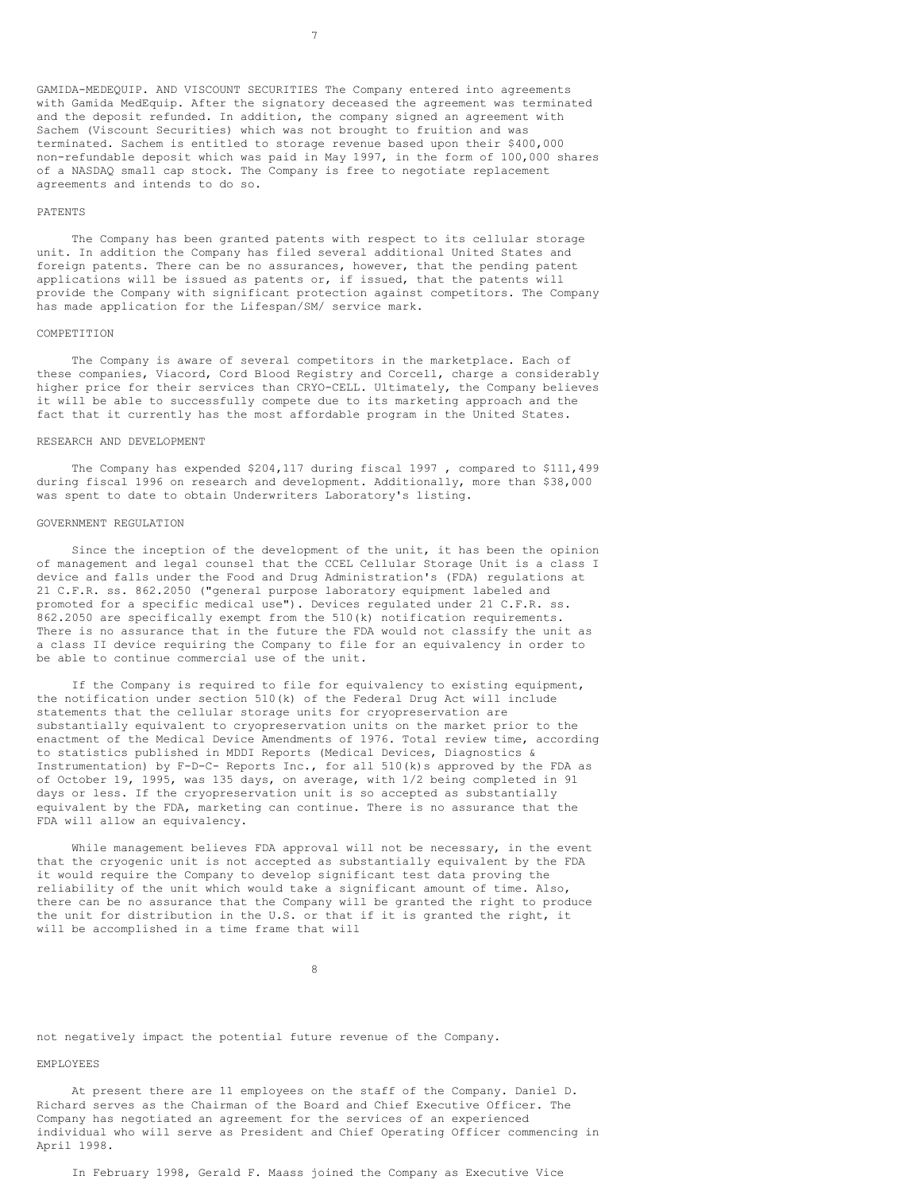GAMIDA-MEDEQUIP. AND VISCOUNT SECURITIES The Company entered into agreements with Gamida MedEquip. After the signatory deceased the agreement was terminated and the deposit refunded. In addition, the company signed an agreement with Sachem (Viscount Securities) which was not brought to fruition and was terminated. Sachem is entitled to storage revenue based upon their $400,000 non-refundable deposit which was paid in May 1997, in the form of 100,000 shares of a NASDAQ small cap stock. The Company is free to negotiate replacement agreements and intends to do so.

## PATENTS

The Company has been granted patents with respect to its cellular storage unit. In addition the Company has filed several additional United States and foreign patents. There can be no assurances, however, that the pending patent applications will be issued as patents or, if issued, that the patents will provide the Company with significant protection against competitors. The Company has made application for the Lifespan/SM/ service mark.

## COMPETITION

The Company is aware of several competitors in the marketplace. Each of these companies, Viacord, Cord Blood Registry and Corcell, charge a considerably higher price for their services than CRYO-CELL. Ultimately, the Company believes it will be able to successfully compete due to its marketing approach and the fact that it currently has the most affordable program in the United States.

## RESEARCH AND DEVELOPMENT

The Company has expended $204,117 during fiscal 1997 , compared to $111,499 during fiscal 1996 on research and development. Additionally, more than $38,000 was spent to date to obtain Underwriters Laboratory's listing.

## GOVERNMENT REGULATION

Since the inception of the development of the unit, it has been the opinion of management and legal counsel that the CCEL Cellular Storage Unit is a class I device and falls under the Food and Drug Administration's (FDA) regulations at 21 C.F.R. ss. 862.2050 ("general purpose laboratory equipment labeled and promoted for a specific medical use"). Devices regulated under 21 C.F.R. ss. 862.2050 are specifically exempt from the 510(k) notification requirements. There is no assurance that in the future the FDA would not classify the unit as a class II device requiring the Company to file for an equivalency in order to be able to continue commercial use of the unit.

If the Company is required to file for equivalency to existing equipment, the notification under section 510(k) of the Federal Drug Act will include statements that the cellular storage units for cryopreservation are substantially equivalent to cryopreservation units on the market prior to the enactment of the Medical Device Amendments of 1976. Total review time, according to statistics published in MDDI Reports (Medical Devices, Diagnostics & Instrumentation) by F-D-C- Reports Inc., for all 510(k)s approved by the FDA as of October 19, 1995, was 135 days, on average, with 1/2 being completed in 91 days or less. If the cryopreservation unit is so accepted as substantially equivalent by the FDA, marketing can continue. There is no assurance that the FDA will allow an equivalency.

While management believes FDA approval will not be necessary, in the event that the cryogenic unit is not accepted as substantially equivalent by the FDA it would require the Company to develop significant test data proving the reliability of the unit which would take a significant amount of time. Also, there can be no assurance that the Company will be granted the right to produce the unit for distribution in the U.S. or that if it is granted the right, it will be accomplished in a time frame that will not negatively impact the potential future revenue of the Company.

## EMPLOYEES

At present there are 11 employees on the staff of the Company. Daniel D. Richard serves as the Chairman of the Board and Chief Executive Officer. The Company has negotiated an agreement for the services of an experienced individual who will serve as President and Chief Operating Officer commencing in April 1998.

In February 1998, Gerald F. Maass joined the Company as Executive Vice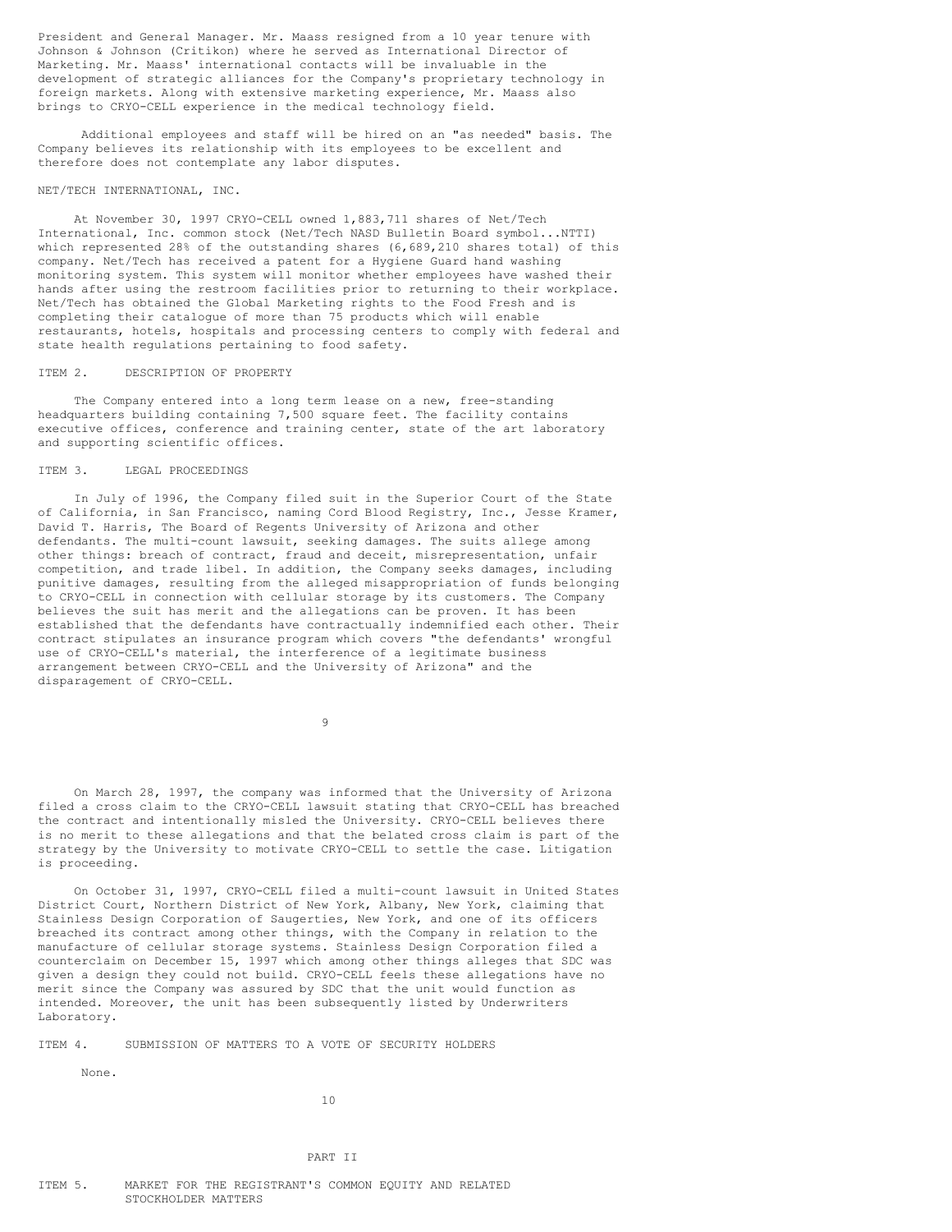President and General Manager. Mr. Maass resigned from a 10 year tenure with Johnson & Johnson (Critikon) where he served as International Director of Marketing. Mr. Maass' international contacts will be invaluable in the development of strategic alliances for the Company's proprietary technology in foreign markets. Along with extensive marketing experience, Mr. Maass also brings to CRYO-CELL experience in the medical technology field.

Additional employees and staff will be hired on an "as needed" basis. The Company believes its relationship with its employees to be excellent and therefore does not contemplate any labor disputes.

NET/TECH INTERNATIONAL, INC.

At November 30, 1997 CRYO-CELL owned 1,883,711 shares of Net/Tech International, Inc. common stock (Net/Tech NASD Bulletin Board symbol...NTTI) which represented 28% of the outstanding shares (6,689,210 shares total) of this company. Net/Tech has received a patent for a Hygiene Guard hand washing monitoring system. This system will monitor whether employees have washed their hands after using the restroom facilities prior to returning to their workplace. Net/Tech has obtained the Global Marketing rights to the Food Fresh and is completing their catalogue of more than 75 products which will enable restaurants, hotels, hospitals and processing centers to comply with federal and state health regulations pertaining to food safety.

ITEM 2. DESCRIPTION OF PROPERTY

The Company entered into a long term lease on a new, free-standing headquarters building containing 7,500 square feet. The facility contains executive offices, conference and training center, state of the art laboratory and supporting scientific offices.

ITEM 3. LEGAL PROCEEDINGS

In July of 1996, the Company filed suit in the Superior Court of the State of California, in San Francisco, naming Cord Blood Registry, Inc., Jesse Kramer, David T. Harris, The Board of Regents University of Arizona and other defendants. The multi-count lawsuit, seeking damages. The suits allege among other things: breach of contract, fraud and deceit, misrepresentation, unfair competition, and trade libel. In addition, the Company seeks damages, including punitive damages, resulting from the alleged misappropriation of funds belonging to CRYO-CELL in connection with cellular storage by its customers. The Company believes the suit has merit and the allegations can be proven. It has been established that the defendants have contractually indemnified each other. Their contract stipulates an insurance program which covers "the defendants' wrongful use of CRYO-CELL's material, the interference of a legitimate business arrangement between CRYO-CELL and the University of Arizona" and the disparagement of CRYO-CELL.

On March 28, 1997, the company was informed that the University of Arizona filed a cross claim to the CRYO-CELL lawsuit stating that CRYO-CELL has breached the contract and intentionally misled the University. CRYO-CELL believes there is no merit to these allegations and that the belated cross claim is part of the strategy by the University to motivate CRYO-CELL to settle the case. Litigation is proceeding.

On October 31, 1997, CRYO-CELL filed a multi-count lawsuit in United States District Court, Northern District of New York, Albany, New York, claiming that Stainless Design Corporation of Saugerties, New York, and one of its officers breached its contract among other things, with the Company in relation to the manufacture of cellular storage systems. Stainless Design Corporation filed a counterclaim on December 15, 1997 which among other things alleges that SDC was given a design they could not build. CRYO-CELL feels these allegations have no merit since the Company was assured by SDC that the unit would function as intended. Moreover, the unit has been subsequently listed by Underwriters Laboratory.

ITEM 4. SUBMISSION OF MATTERS TO A VOTE OF SECURITY HOLDERS

None.

PART II

ITEM 5. MARKET FOR THE REGISTRANT'S COMMON EQUITY AND RELATED STOCKHOLDER MATTERS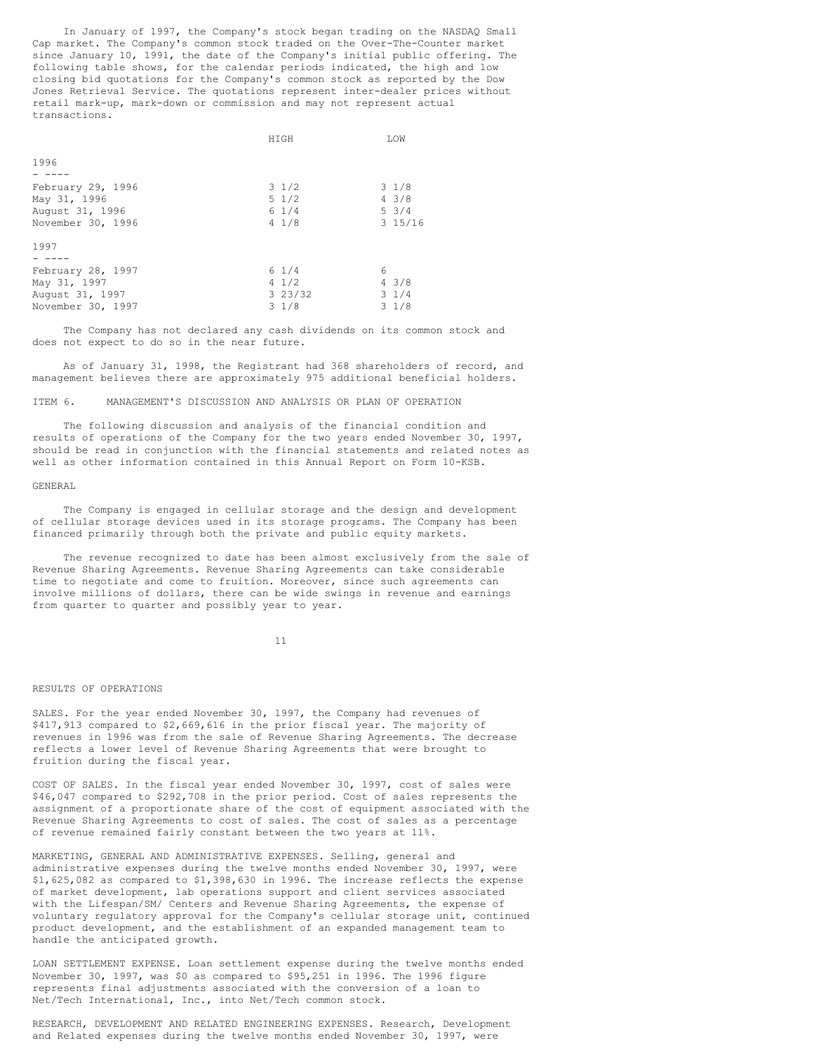In January of 1997, the Company's stock began trading on the NASDAQ Small Cap market. The Company's common stock traded on the Over-The-Counter market since January 10, 1991, the date of the Company's initial public offering. The following table shows, for the calendar periods indicated, the high and low closing bid quotations for the Company's common stock as reported by the Dow Jones Retrieval Service. The quotations represent inter-dealer prices without retail mark-up, mark-down or commission and may not represent actual transactions.

| | HIGH | LOW |
|---|---|---|
| **1996** | | |
| February 29, 1996 | 3 1/2 | 3 1/8 |
| May 31, 1996 | 5 1/2 | 4 3/8 |
| August 31, 1996 | 6 1/4 | 5 3/4 |
| November 30, 1996 | 4 1/8 | 3 15/16 |
| **1997** | | |
| February 28, 1997 | 6 1/4 | 6 |
| May 31, 1997 | 4 1/2 | 4 3/8 |
| August 31, 1997 | 3 23/32 | 3 1/4 |
| November 30, 1997 | 3 1/8 | 3 1/8 |

The Company has not declared any cash dividends on its common stock and does not expect to do so in the near future.

As of January 31, 1998, the Registrant had 368 shareholders of record, and management believes there are approximately 975 additional beneficial holders.

## ITEM 6. MANAGEMENT'S DISCUSSION AND ANALYSIS OR PLAN OF OPERATION

The following discussion and analysis of the financial condition and results of operations of the Company for the two years ended November 30, 1997, should be read in conjunction with the financial statements and related notes as well as other information contained in this Annual Report on Form 10-KSB.

### GENERAL

The Company is engaged in cellular storage and the design and development of cellular storage devices used in its storage programs. The Company has been financed primarily through both the private and public equity markets.

The revenue recognized to date has been almost exclusively from the sale of Revenue Sharing Agreements. Revenue Sharing Agreements can take considerable time to negotiate and come to fruition. Moreover, since such agreements can involve millions of dollars, there can be wide swings in revenue and earnings from quarter to quarter and possibly year to year.

### RESULTS OF OPERATIONS

SALES. For the year ended November 30, 1997, the Company had revenues of $417,913 compared to $2,669,616 in the prior fiscal year. The majority of revenues in 1996 was from the sale of Revenue Sharing Agreements. The decrease reflects a lower level of Revenue Sharing Agreements that were brought to fruition during the fiscal year.

COST OF SALES. In the fiscal year ended November 30, 1997, cost of sales were $46,047 compared to $292,708 in the prior period. Cost of sales represents the assignment of a proportionate share of the cost of equipment associated with the Revenue Sharing Agreements to cost of sales. The cost of sales as a percentage of revenue remained fairly constant between the two years at 11%.

MARKETING, GENERAL AND ADMINISTRATIVE EXPENSES. Selling, general and administrative expenses during the twelve months ended November 30, 1997, were $1,625,082 as compared to $1,398,630 in 1996. The increase reflects the expense of market development, lab operations support and client services associated with the Lifespan/SM/ Centers and Revenue Sharing Agreements, the expense of voluntary regulatory approval for the Company's cellular storage unit, continued product development, and the establishment of an expanded management team to handle the anticipated growth.

LOAN SETTLEMENT EXPENSE. Loan settlement expense during the twelve months ended November 30, 1997, was $0 as compared to $95,251 in 1996. The 1996 figure represents final adjustments associated with the conversion of a loan to Net/Tech International, Inc., into Net/Tech common stock.

RESEARCH, DEVELOPMENT AND RELATED ENGINEERING EXPENSES. Research, Development and Related expenses during the twelve months ended November 30, 1997, were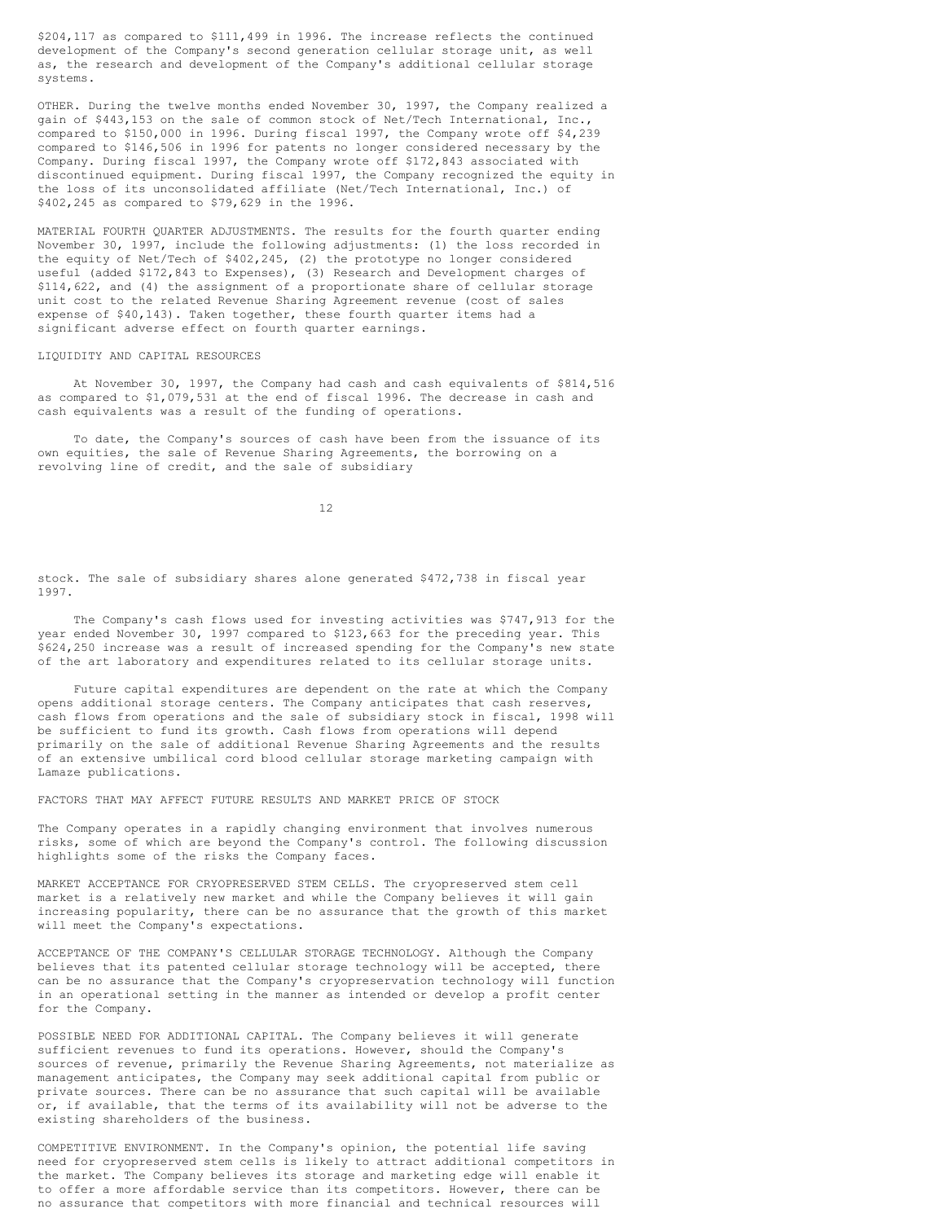$204,117 as compared to $111,499 in 1996. The increase reflects the continued development of the Company's second generation cellular storage unit, as well as, the research and development of the Company's additional cellular storage systems.

OTHER. During the twelve months ended November 30, 1997, the Company realized a gain of $443,153 on the sale of common stock of Net/Tech International, Inc., compared to $150,000 in 1996. During fiscal 1997, the Company wrote off $4,239 compared to $146,506 in 1996 for patents no longer considered necessary by the Company. During fiscal 1997, the Company wrote off $172,843 associated with discontinued equipment. During fiscal 1997, the Company recognized the equity in the loss of its unconsolidated affiliate (Net/Tech International, Inc.) of $402,245 as compared to $79,629 in the 1996.

MATERIAL FOURTH QUARTER ADJUSTMENTS. The results for the fourth quarter ending November 30, 1997, include the following adjustments: (1) the loss recorded in the equity of Net/Tech of $402,245, (2) the prototype no longer considered useful (added $172,843 to Expenses), (3) Research and Development charges of $114,622, and (4) the assignment of a proportionate share of cellular storage unit cost to the related Revenue Sharing Agreement revenue (cost of sales expense of $40,143). Taken together, these fourth quarter items had a significant adverse effect on fourth quarter earnings.

## LIQUIDITY AND CAPITAL RESOURCES

At November 30, 1997, the Company had cash and cash equivalents of $814,516 as compared to $1,079,531 at the end of fiscal 1996. The decrease in cash and cash equivalents was a result of the funding of operations.

To date, the Company's sources of cash have been from the issuance of its own equities, the sale of Revenue Sharing Agreements, the borrowing on a revolving line of credit, and the sale of subsidiary stock. The sale of subsidiary shares alone generated $472,738 in fiscal year 1997.

The Company's cash flows used for investing activities was $747,913 for the year ended November 30, 1997 compared to $123,663 for the preceding year. This $624,250 increase was a result of increased spending for the Company's new state of the art laboratory and expenditures related to its cellular storage units.

Future capital expenditures are dependent on the rate at which the Company opens additional storage centers. The Company anticipates that cash reserves, cash flows from operations and the sale of subsidiary stock in fiscal, 1998 will be sufficient to fund its growth. Cash flows from operations will depend primarily on the sale of additional Revenue Sharing Agreements and the results of an extensive umbilical cord blood cellular storage marketing campaign with Lamaze publications.

## FACTORS THAT MAY AFFECT FUTURE RESULTS AND MARKET PRICE OF STOCK

The Company operates in a rapidly changing environment that involves numerous risks, some of which are beyond the Company's control. The following discussion highlights some of the risks the Company faces.

MARKET ACCEPTANCE FOR CRYOPRESERVED STEM CELLS. The cryopreserved stem cell market is a relatively new market and while the Company believes it will gain increasing popularity, there can be no assurance that the growth of this market will meet the Company's expectations.

ACCEPTANCE OF THE COMPANY'S CELLULAR STORAGE TECHNOLOGY. Although the Company believes that its patented cellular storage technology will be accepted, there can be no assurance that the Company's cryopreservation technology will function in an operational setting in the manner as intended or develop a profit center for the Company.

POSSIBLE NEED FOR ADDITIONAL CAPITAL. The Company believes it will generate sufficient revenues to fund its operations. However, should the Company's sources of revenue, primarily the Revenue Sharing Agreements, not materialize as management anticipates, the Company may seek additional capital from public or private sources. There can be no assurance that such capital will be available or, if available, that the terms of its availability will not be adverse to the existing shareholders of the business.

COMPETITIVE ENVIRONMENT. In the Company's opinion, the potential life saving need for cryopreserved stem cells is likely to attract additional competitors in the market. The Company believes its storage and marketing edge will enable it to offer a more affordable service than its competitors. However, there can be no assurance that competitors with more financial and technical resources will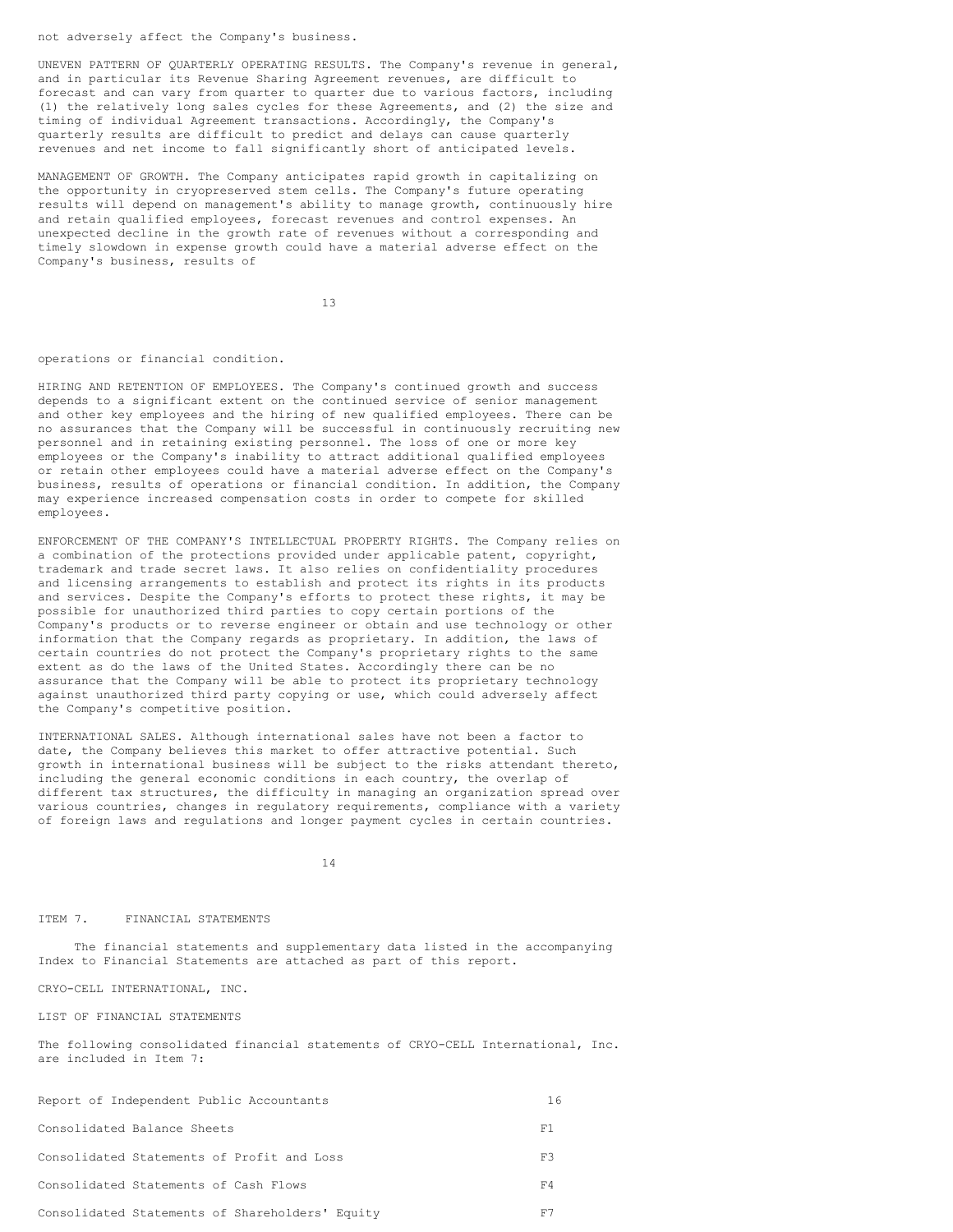not adversely affect the Company's business.

UNEVEN PATTERN OF QUARTERLY OPERATING RESULTS. The Company's revenue in general, and in particular its Revenue Sharing Agreement revenues, are difficult to forecast and can vary from quarter to quarter due to various factors, including (1) the relatively long sales cycles for these Agreements, and (2) the size and timing of individual Agreement transactions. Accordingly, the Company's quarterly results are difficult to predict and delays can cause quarterly revenues and net income to fall significantly short of anticipated levels.

MANAGEMENT OF GROWTH. The Company anticipates rapid growth in capitalizing on the opportunity in cryopreserved stem cells. The Company's future operating results will depend on management's ability to manage growth, continuously hire and retain qualified employees, forecast revenues and control expenses. An unexpected decline in the growth rate of revenues without a corresponding and timely slowdown in expense growth could have a material adverse effect on the Company's business, results of operations or financial condition.

HIRING AND RETENTION OF EMPLOYEES. The Company's continued growth and success depends to a significant extent on the continued service of senior management and other key employees and the hiring of new qualified employees. There can be no assurances that the Company will be successful in continuously recruiting new personnel and in retaining existing personnel. The loss of one or more key employees or the Company's inability to attract additional qualified employees or retain other employees could have a material adverse effect on the Company's business, results of operations or financial condition. In addition, the Company may experience increased compensation costs in order to compete for skilled employees.

ENFORCEMENT OF THE COMPANY'S INTELLECTUAL PROPERTY RIGHTS. The Company relies on a combination of the protections provided under applicable patent, copyright, trademark and trade secret laws. It also relies on confidentiality procedures and licensing arrangements to establish and protect its rights in its products and services. Despite the Company's efforts to protect these rights, it may be possible for unauthorized third parties to copy certain portions of the Company's products or to reverse engineer or obtain and use technology or other information that the Company regards as proprietary. In addition, the laws of certain countries do not protect the Company's proprietary rights to the same extent as do the laws of the United States. Accordingly there can be no assurance that the Company will be able to protect its proprietary technology against unauthorized third party copying or use, which could adversely affect the Company's competitive position.

INTERNATIONAL SALES. Although international sales have not been a factor to date, the Company believes this market to offer attractive potential. Such growth in international business will be subject to the risks attendant thereto, including the general economic conditions in each country, the overlap of different tax structures, the difficulty in managing an organization spread over various countries, changes in regulatory requirements, compliance with a variety of foreign laws and regulations and longer payment cycles in certain countries.

## ITEM 7. FINANCIAL STATEMENTS

The financial statements and supplementary data listed in the accompanying Index to Financial Statements are attached as part of this report.

CRYO-CELL INTERNATIONAL, INC.

LIST OF FINANCIAL STATEMENTS

The following consolidated financial statements of CRYO-CELL International, Inc. are included in Item 7:

| | |
|---|---|
| Report of Independent Public Accountants | 16 |
| Consolidated Balance Sheets | F1 |
| Consolidated Statements of Profit and Loss | F3 |
| Consolidated Statements of Cash Flows | F4 |
| Consolidated Statements of Shareholders' Equity | F7 |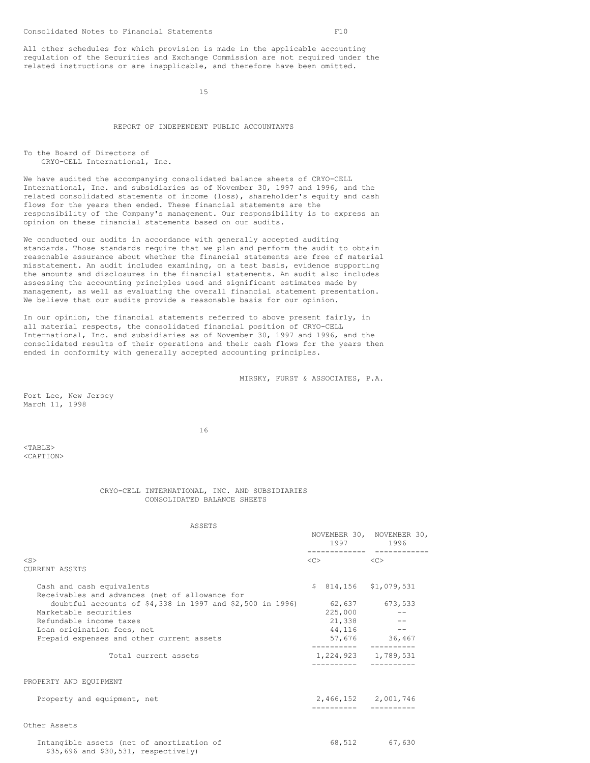Consolidated Notes to Financial Statements F10

All other schedules for which provision is made in the applicable accounting regulation of the Securities and Exchange Commission are not required under the related instructions or are inapplicable, and therefore have been omitted.

## REPORT OF INDEPENDENT PUBLIC ACCOUNTANTS

To the Board of Directors of
CRYO-CELL International, Inc.

We have audited the accompanying consolidated balance sheets of CRYO-CELL International, Inc. and subsidiaries as of November 30, 1997 and 1996, and the related consolidated statements of income (loss), shareholder's equity and cash flows for the years then ended. These financial statements are the responsibility of the Company's management. Our responsibility is to express an opinion on these financial statements based on our audits.

We conducted our audits in accordance with generally accepted auditing standards. Those standards require that we plan and perform the audit to obtain reasonable assurance about whether the financial statements are free of material misstatement. An audit includes examining, on a test basis, evidence supporting the amounts and disclosures in the financial statements. An audit also includes assessing the accounting principles used and significant estimates made by management, as well as evaluating the overall financial statement presentation. We believe that our audits provide a reasonable basis for our opinion.

In our opinion, the financial statements referred to above present fairly, in all material respects, the consolidated financial position of CRYO-CELL International, Inc. and subsidiaries as of November 30, 1997 and 1996, and the consolidated results of their operations and their cash flows for the years then ended in conformity with generally accepted accounting principles.

MIRSKY, FURST & ASSOCIATES, P.A.

Fort Lee, New Jersey
March 11, 1998

## CRYO-CELL INTERNATIONAL, INC. AND SUBSIDIARIES
## CONSOLIDATED BALANCE SHEETS

ASSETS

| | NOVEMBER 30, 1997 | NOVEMBER 30, 1996 |
|---|---|---|
| CURRENT ASSETS | | |
| Cash and cash equivalents | $ 814,156 | $1,079,531 |
| Receivables and advances (net of allowance for doubtful accounts of $4,338 in 1997 and $2,500 in 1996) | 62,637 | 673,533 |
| Marketable securities | 225,000 | -- |
| Refundable income taxes | 21,338 | -- |
| Loan origination fees, net | 44,116 | -- |
| Prepaid expenses and other current assets | 57,676 | 36,467 |
| Total current assets | 1,224,923 | 1,789,531 |
| PROPERTY AND EQUIPMENT | | |
| Property and equipment, net | 2,466,152 | 2,001,746 |
| Other Assets | | |
| Intangible assets (net of amortization of $35,696 and $30,531, respectively) | 68,512 | 67,630 |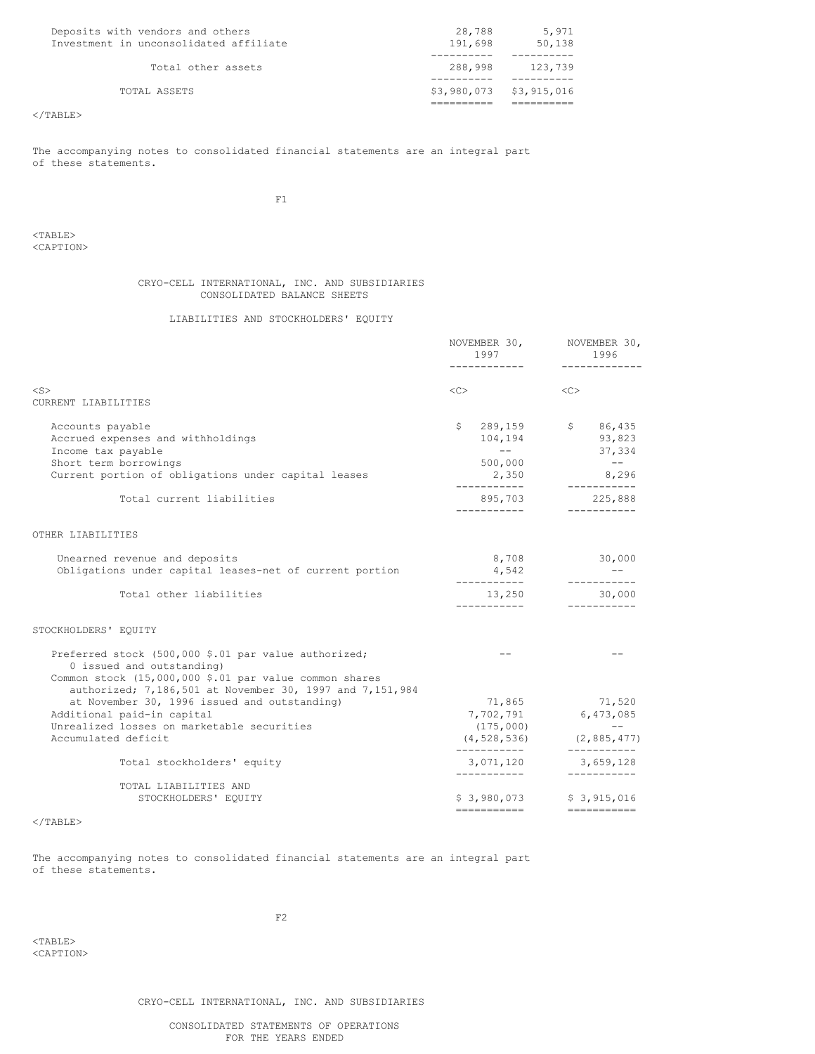| | | |
|---|---|---|
| Deposits with vendors and others | 28,788 | 5,971 |
| Investment in unconsolidated affiliate | 191,698 | 50,138 |
| Total other assets | 288,998 | 123,739 |
| TOTAL ASSETS | $3,980,073 | $3,915,016 |

The accompanying notes to consolidated financial statements are an integral part of these statements.

## CRYO-CELL INTERNATIONAL, INC. AND SUBSIDIARIES
### CONSOLIDATED BALANCE SHEETS

### LIABILITIES AND STOCKHOLDERS' EQUITY

| | NOVEMBER 30, 1997 | NOVEMBER 30, 1996 |
|---|---|---|
| **CURRENT LIABILITIES** | | |
| Accounts payable | $ 289,159 | $ 86,435 |
| Accrued expenses and withholdings | 104,194 | 93,823 |
| Income tax payable | -- | 37,334 |
| Short term borrowings | 500,000 | -- |
| Current portion of obligations under capital leases | 2,350 | 8,296 |
| Total current liabilities | 895,703 | 225,888 |
| **OTHER LIABILITIES** | | |
| Unearned revenue and deposits | 8,708 | 30,000 |
| Obligations under capital leases-net of current portion | 4,542 | -- |
| Total other liabilities | 13,250 | 30,000 |
| **STOCKHOLDERS' EQUITY** | | |
| Preferred stock (500,000 $.01 par value authorized; 0 issued and outstanding) | -- | -- |
| Common stock (15,000,000 $.01 par value common shares authorized; 7,186,501 at November 30, 1997 and 7,151,984 at November 30, 1996 issued and outstanding) | 71,865 | 71,520 |
| Additional paid-in capital | 7,702,791 | 6,473,085 |
| Unrealized losses on marketable securities | (175,000) | -- |
| Accumulated deficit | (4,528,536) | (2,885,477) |
| Total stockholders' equity | 3,071,120 | 3,659,128 |
| TOTAL LIABILITIES AND STOCKHOLDERS' EQUITY | $ 3,980,073 | $ 3,915,016 |

The accompanying notes to consolidated financial statements are an integral part of these statements.

## CRYO-CELL INTERNATIONAL, INC. AND SUBSIDIARIES

### CONSOLIDATED STATEMENTS OF OPERATIONS
### FOR THE YEARS ENDED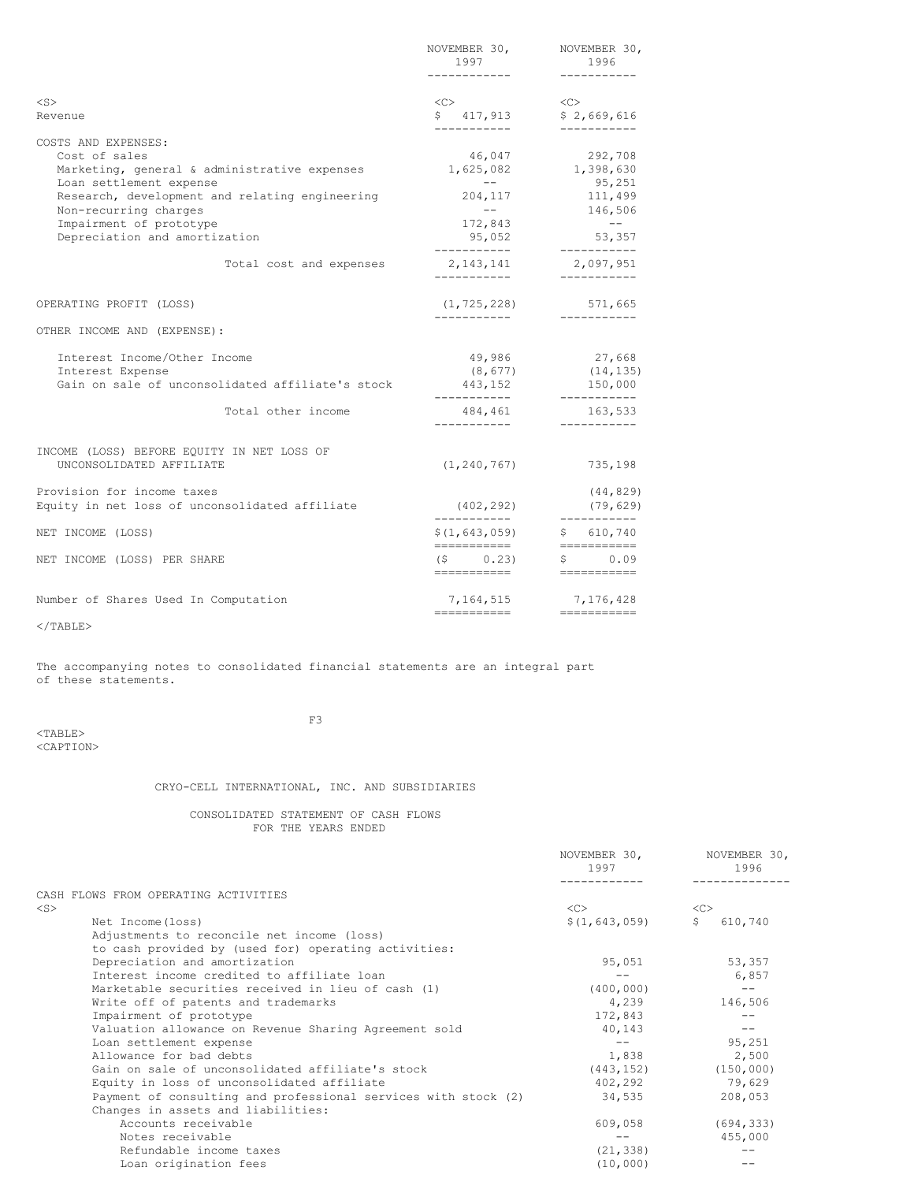| | NOVEMBER 30, 1997 | NOVEMBER 30, 1996 |
|---|---|---|
| Revenue | $ 417,913 | $ 2,669,616 |
| COSTS AND EXPENSES: | | |
| Cost of sales | 46,047 | 292,708 |
| Marketing, general & administrative expenses | 1,625,082 | 1,398,630 |
| Loan settlement expense | -- | 95,251 |
| Research, development and relating engineering | 204,117 | 111,499 |
| Non-recurring charges | -- | 146,506 |
| Impairment of prototype | 172,843 | -- |
| Depreciation and amortization | 95,052 | 53,357 |
| Total cost and expenses | 2,143,141 | 2,097,951 |
| OPERATING PROFIT (LOSS) | (1,725,228) | 571,665 |
| OTHER INCOME AND (EXPENSE): | | |
| Interest Income/Other Income | 49,986 | 27,668 |
| Interest Expense | (8,677) | (14,135) |
| Gain on sale of unconsolidated affiliate's stock | 443,152 | 150,000 |
| Total other income | 484,461 | 163,533 |
| INCOME (LOSS) BEFORE EQUITY IN NET LOSS OF UNCONSOLIDATED AFFILIATE | (1,240,767) | 735,198 |
| Provision for income taxes | | (44,829) |
| Equity in net loss of unconsolidated affiliate | (402,292) | (79,629) |
| NET INCOME (LOSS) | $(1,643,059) | $ 610,740 |
| NET INCOME (LOSS) PER SHARE | ($ 0.23) | $ 0.09 |
| Number of Shares Used In Computation | 7,164,515 | 7,176,428 |

The accompanying notes to consolidated financial statements are an integral part of these statements.

CRYO-CELL INTERNATIONAL, INC. AND SUBSIDIARIES

CONSOLIDATED STATEMENT OF CASH FLOWS
FOR THE YEARS ENDED

| | NOVEMBER 30, 1997 | NOVEMBER 30, 1996 |
|---|---|---|
| CASH FLOWS FROM OPERATING ACTIVITIES | | |
| Net Income(loss) | $(1,643,059) | $ 610,740 |
| Adjustments to reconcile net income (loss) to cash provided by (used for) operating activities: | | |
| Depreciation and amortization | 95,051 | 53,357 |
| Interest income credited to affiliate loan | -- | 6,857 |
| Marketable securities received in lieu of cash (1) | (400,000) | -- |
| Write off of patents and trademarks | 4,239 | 146,506 |
| Impairment of prototype | 172,843 | -- |
| Valuation allowance on Revenue Sharing Agreement sold | 40,143 | -- |
| Loan settlement expense | -- | 95,251 |
| Allowance for bad debts | 1,838 | 2,500 |
| Gain on sale of unconsolidated affiliate's stock | (443,152) | (150,000) |
| Equity in loss of unconsolidated affiliate | 402,292 | 79,629 |
| Payment of consulting and professional services with stock (2) | 34,535 | 208,053 |
| Changes in assets and liabilities: | | |
| Accounts receivable | 609,058 | (694,333) |
| Notes receivable | -- | 455,000 |
| Refundable income taxes | (21,338) | -- |
| Loan origination fees | (10,000) | -- |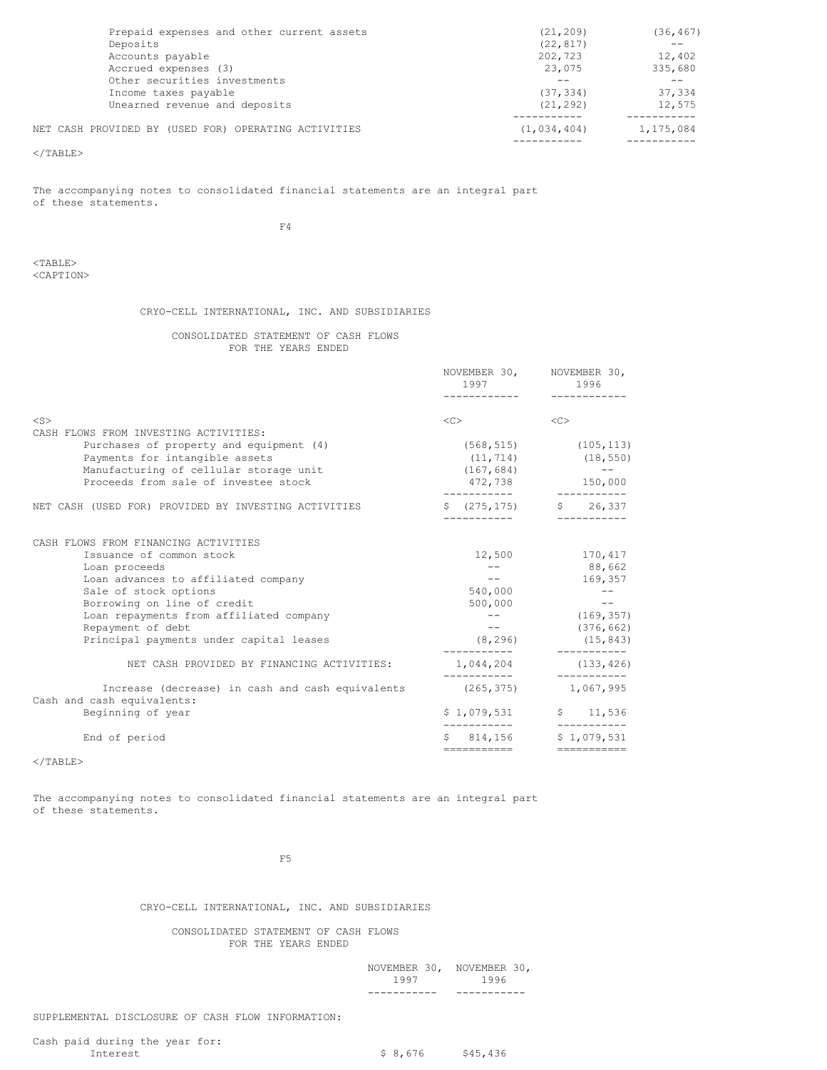| | | |
|---|---|---|
| Prepaid expenses and other current assets | (21,209) | (36,467) |
| Deposits | (22,817) | -- |
| Accounts payable | 202,723 | 12,402 |
| Accrued expenses (3) | 23,075 | 335,680 |
| Other securities investments | -- | -- |
| Income taxes payable | (37,334) | 37,334 |
| Unearned revenue and deposits | (21,292) | 12,575 |
| NET CASH PROVIDED BY (USED FOR) OPERATING ACTIVITIES | (1,034,404) | 1,175,084 |

The accompanying notes to consolidated financial statements are an integral part of these statements.

CRYO-CELL INTERNATIONAL, INC. AND SUBSIDIARIES

CONSOLIDATED STATEMENT OF CASH FLOWS
FOR THE YEARS ENDED

| | NOVEMBER 30, 1997 | NOVEMBER 30, 1996 |
|---|---|---|
| CASH FLOWS FROM INVESTING ACTIVITIES: | | |
| Purchases of property and equipment (4) | (568,515) | (105,113) |
| Payments for intangible assets | (11,714) | (18,550) |
| Manufacturing of cellular storage unit | (167,684) | -- |
| Proceeds from sale of investee stock | 472,738 | 150,000 |
| NET CASH (USED FOR) PROVIDED BY INVESTING ACTIVITIES | $ (275,175) | $ 26,337 |
| CASH FLOWS FROM FINANCING ACTIVITIES | | |
| Issuance of common stock | 12,500 | 170,417 |
| Loan proceeds | -- | 88,662 |
| Loan advances to affiliated company | -- | 169,357 |
| Sale of stock options | 540,000 | -- |
| Borrowing on line of credit | 500,000 | -- |
| Loan repayments from affiliated company | -- | (169,357) |
| Repayment of debt | -- | (376,662) |
| Principal payments under capital leases | (8,296) | (15,843) |
| NET CASH PROVIDED BY FINANCING ACTIVITIES: | 1,044,204 | (133,426) |
| Increase (decrease) in cash and cash equivalents | (265,375) | 1,067,995 |
| Cash and cash equivalents: | | |
| Beginning of year | $ 1,079,531 | $ 11,536 |
| End of period | $ 814,156 | $ 1,079,531 |

The accompanying notes to consolidated financial statements are an integral part of these statements.

CRYO-CELL INTERNATIONAL, INC. AND SUBSIDIARIES

CONSOLIDATED STATEMENT OF CASH FLOWS
FOR THE YEARS ENDED

| | NOVEMBER 30, 1997 | NOVEMBER 30, 1996 |
|---|---|---|
| SUPPLEMENTAL DISCLOSURE OF CASH FLOW INFORMATION: | | |
| Cash paid during the year for: | | |
| Interest | $ 8,676 | $45,436 |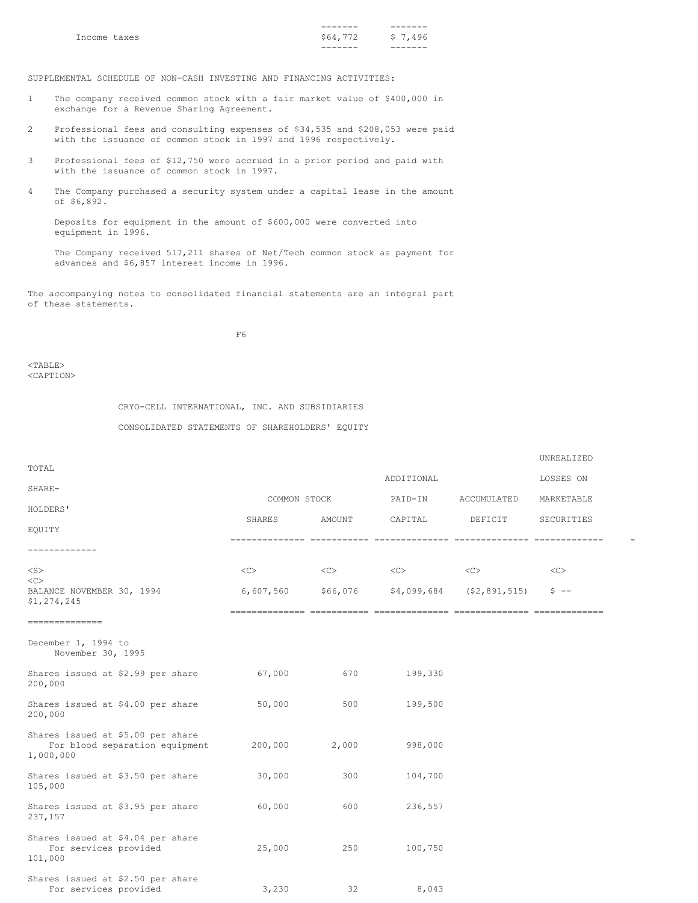| | | |
|---|---|---|
| Income taxes | $64,772 | $ 7,496 |

SUPPLEMENTAL SCHEDULE OF NON-CASH INVESTING AND FINANCING ACTIVITIES:

1. The company received common stock with a fair market value of $400,000 in exchange for a Revenue Sharing Agreement.

2. Professional fees and consulting expenses of $34,535 and $208,053 were paid with the issuance of common stock in 1997 and 1996 respectively.

3. Professional fees of $12,750 were accrued in a prior period and paid with with the issuance of common stock in 1997.

4. The Company purchased a security system under a capital lease in the amount of $6,892.

   Deposits for equipment in the amount of $600,000 were converted into equipment in 1996.

   The Company received 517,211 shares of Net/Tech common stock as payment for advances and $6,857 interest income in 1996.

The accompanying notes to consolidated financial statements are an integral part of these statements.

CRYO-CELL INTERNATIONAL, INC. AND SUBSIDIARIES

CONSOLIDATED STATEMENTS OF SHAREHOLDERS' EQUITY

| | COMMON STOCK | | ADDITIONAL | ACCUMULATED | UNREALIZED LOSSES ON | TOTAL SHARE- HOLDERS' |
|---|---|---|---|---|---|---|
| | SHARES | AMOUNT | PAID-IN CAPITAL | DEFICIT | MARKETABLE SECURITIES | EQUITY |
| BALANCE NOVEMBER 30, 1994 | 6,607,560 | $66,076 | $4,099,684 | ($2,891,515) | $ -- | $1,274,245 |
| December 1, 1994 to November 30, 1995 | | | | | | |
| Shares issued at $2.99 per share | 67,000 | 670 | 199,330 | | | 200,000 |
| Shares issued at $4.00 per share | 50,000 | 500 | 199,500 | | | 200,000 |
| Shares issued at $5.00 per share For blood separation equipment | 200,000 | 2,000 | 998,000 | | | 1,000,000 |
| Shares issued at $3.50 per share | 30,000 | 300 | 104,700 | | | 105,000 |
| Shares issued at $3.95 per share | 60,000 | 600 | 236,557 | | | 237,157 |
| Shares issued at $4.04 per share For services provided | 25,000 | 250 | 100,750 | | | 101,000 |
| Shares issued at $2.50 per share For services provided | 3,230 | 32 | 8,043 | | | |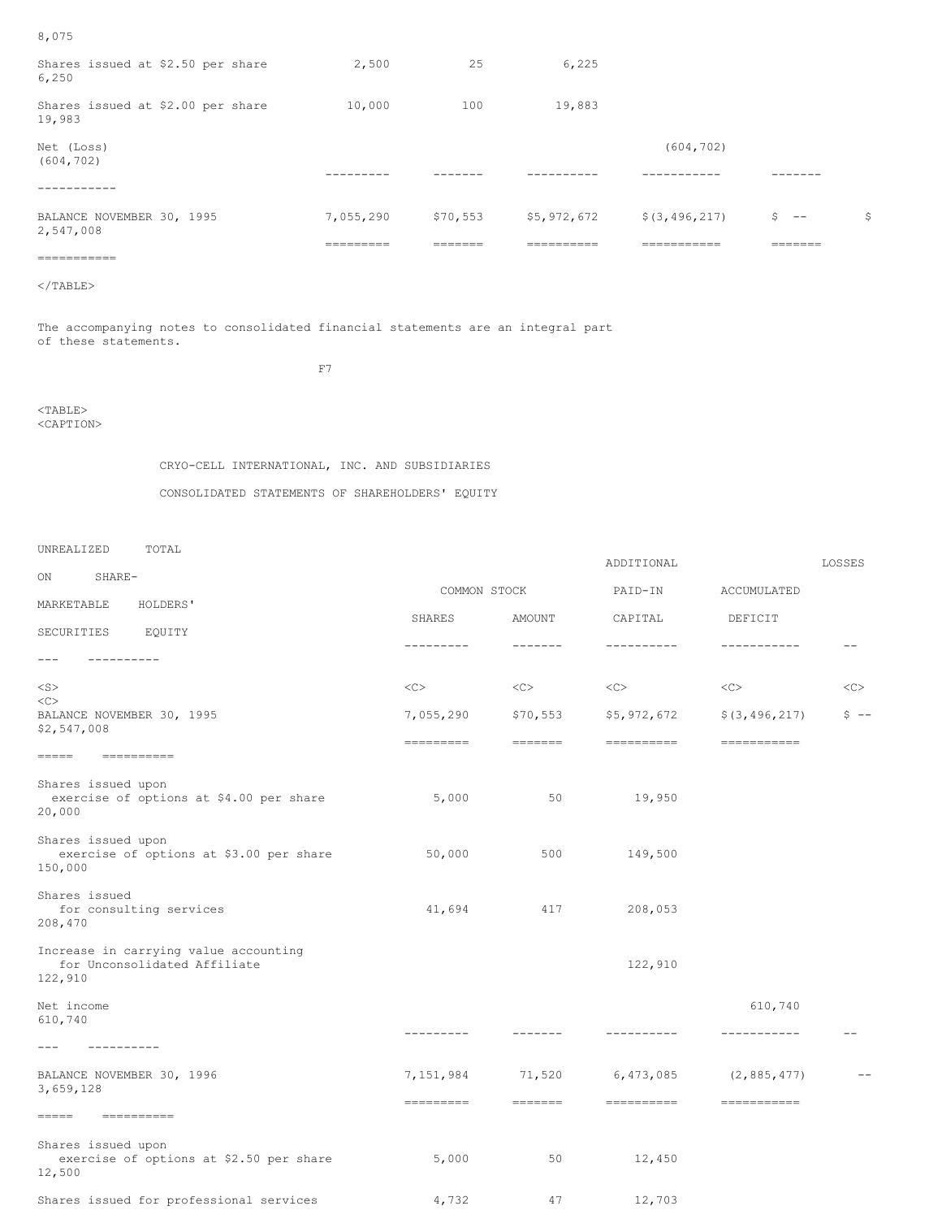| | | | | | | |
|---|---|---|---|---|---|---|
| | | | | | | 8,075 |
| Shares issued at $2.50 per share | 2,500 | 25 | 6,225 | | | 6,250 |
| Shares issued at $2.00 per share | 10,000 | 100 | 19,883 | | | 19,983 |
| Net (Loss) | | | | (604,702) | | (604,702) |
| BALANCE NOVEMBER 30, 1995 | 7,055,290 | $70,553 | $5,972,672 | $(3,496,217) | $ -- | $ 2,547,008 |

The accompanying notes to consolidated financial statements are an integral part of these statements.

CRYO-CELL INTERNATIONAL, INC. AND SUBSIDIARIES

CONSOLIDATED STATEMENTS OF SHAREHOLDERS' EQUITY

| | COMMON STOCK | | ADDITIONAL | | UNREALIZED LOSSES | TOTAL |
|---|---|---|---|---|---|---|
| | SHARES | AMOUNT | PAID-IN CAPITAL | ACCUMULATED DEFICIT | ON MARKETABLE SECURITIES | SHARE-HOLDERS' EQUITY |
| BALANCE NOVEMBER 30, 1995 | 7,055,290 | $70,553 | $5,972,672 | $(3,496,217) | $ -- | $2,547,008 |
| Shares issued upon exercise of options at $4.00 per share | 5,000 | 50 | 19,950 | | | 20,000 |
| Shares issued upon exercise of options at $3.00 per share | 50,000 | 500 | 149,500 | | | 150,000 |
| Shares issued for consulting services | 41,694 | 417 | 208,053 | | | 208,470 |
| Increase in carrying value accounting for Unconsolidated Affiliate | | | 122,910 | | | 122,910 |
| Net income | | | | 610,740 | | 610,740 |
| BALANCE NOVEMBER 30, 1996 | 7,151,984 | 71,520 | 6,473,085 | (2,885,477) | -- | 3,659,128 |
| Shares issued upon exercise of options at $2.50 per share | 5,000 | 50 | 12,450 | | | 12,500 |
| Shares issued for professional services | 4,732 | 47 | 12,703 | | | |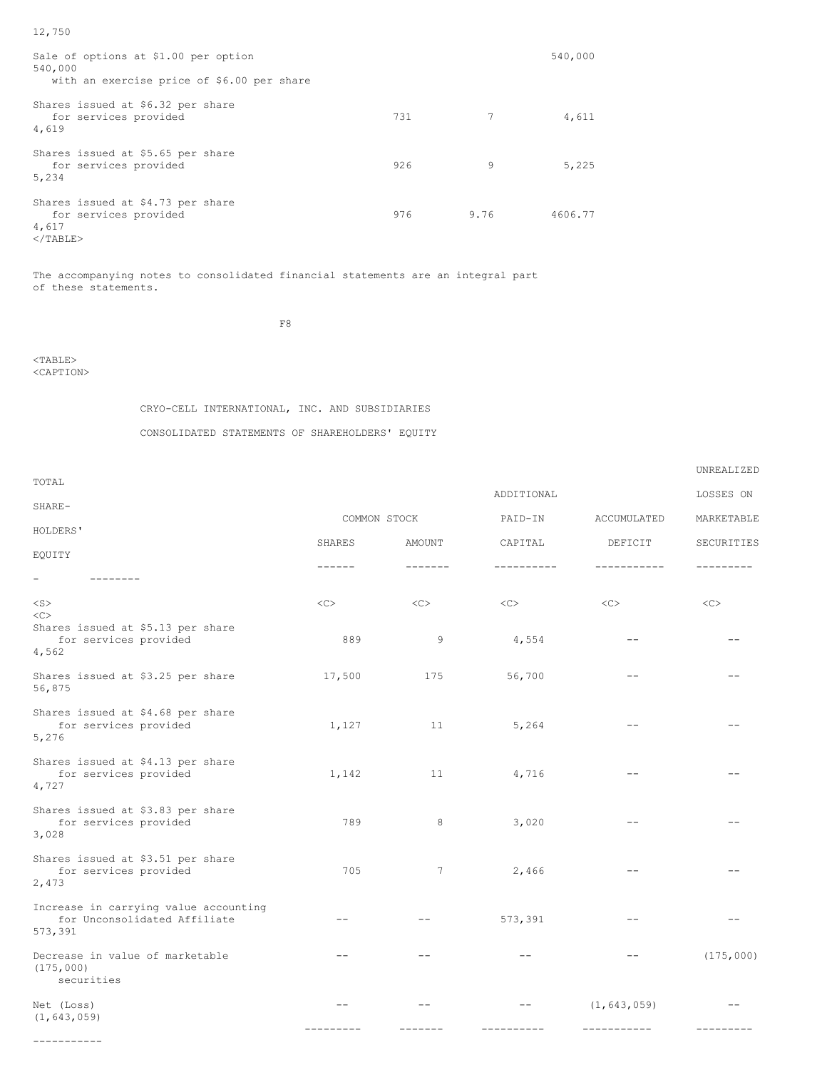| | | | | | | |
|---|---|---|---|---|---|---|
| | | | | | | 12,750 |
| Sale of options at $1.00 per option with an exercise price of $6.00 per share | | | 540,000 | | | 540,000 |
| Shares issued at $6.32 per share for services provided | 731 | 7 | 4,611 | | | 4,619 |
| Shares issued at $5.65 per share for services provided | 926 | 9 | 5,225 | | | 5,234 |
| Shares issued at $4.73 per share for services provided | 976 | 9.76 | 4606.77 | | | 4,617 |

The accompanying notes to consolidated financial statements are an integral part of these statements.

CRYO-CELL INTERNATIONAL, INC. AND SUBSIDIARIES

CONSOLIDATED STATEMENTS OF SHAREHOLDERS' EQUITY

| | COMMON STOCK | | ADDITIONAL PAID-IN | ACCUMULATED | UNREALIZED LOSSES ON MARKETABLE | TOTAL SHARE-HOLDERS' |
|---|---|---|---|---|---|---|
| | SHARES | AMOUNT | CAPITAL | DEFICIT | SECURITIES | EQUITY |
| Shares issued at $5.13 per share for services provided | 889 | 9 | 4,554 | -- | -- | 4,562 |
| Shares issued at $3.25 per share | 17,500 | 175 | 56,700 | -- | -- | 56,875 |
| Shares issued at $4.68 per share for services provided | 1,127 | 11 | 5,264 | -- | -- | 5,276 |
| Shares issued at $4.13 per share for services provided | 1,142 | 11 | 4,716 | -- | -- | 4,727 |
| Shares issued at $3.83 per share for services provided | 789 | 8 | 3,020 | -- | -- | 3,028 |
| Shares issued at $3.51 per share for services provided | 705 | 7 | 2,466 | -- | -- | 2,473 |
| Increase in carrying value accounting for Unconsolidated Affiliate | -- | -- | 573,391 | -- | -- | 573,391 |
| Decrease in value of marketable securities | -- | -- | -- | -- | (175,000) | (175,000) |
| Net (Loss) | -- | -- | -- | (1,643,059) | -- | (1,643,059) |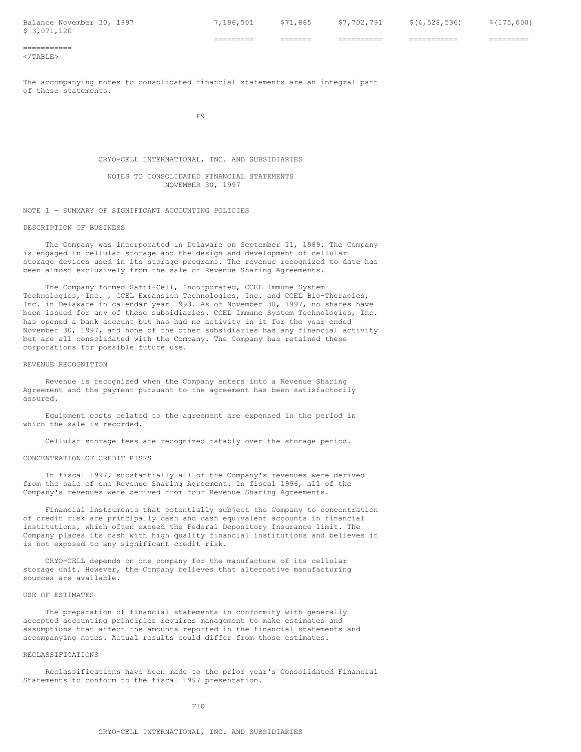| Balance November 30, 1997 | 7,186,501 | $71,865 | $7,702,791 | $(4,528,536) | $(175,000) | $ 3,071,120 |
|---|---|---|---|---|---|---|
| | ========= | ======= | ========== | =========== | ========= | =========== |

The accompanying notes to consolidated financial statements are an integral part of these statements.

CRYO-CELL INTERNATIONAL, INC. AND SUBSIDIARIES

NOTES TO CONSOLIDATED FINANCIAL STATEMENTS
NOVEMBER 30, 1997

## NOTE 1 - SUMMARY OF SIGNIFICANT ACCOUNTING POLICIES

### DESCRIPTION OF BUSINESS

The Company was incorporated in Delaware on September 11, 1989. The Company is engaged in cellular storage and the design and development of cellular storage devices used in its storage programs. The revenue recognized to date has been almost exclusively from the sale of Revenue Sharing Agreements.

The Company formed Safti-Cell, Incorporated, CCEL Immune System Technologies, Inc. , CCEL Expansion Technologies, Inc. and CCEL Bio-Therapies, Inc. in Delaware in calendar year 1993. As of November 30, 1997, no shares have been issued for any of these subsidiaries. CCEL Immune System Technologies, Inc. has opened a bank account but has had no activity in it for the year ended November 30, 1997, and none of the other subsidiaries has any financial activity but are all consolidated with the Company. The Company has retained these corporations for possible future use.

### REVENUE RECOGNITION

Revenue is recognized when the Company enters into a Revenue Sharing Agreement and the payment pursuant to the agreement has been satisfactorily assured.

Equipment costs related to the agreement are expensed in the period in which the sale is recorded.

Cellular storage fees are recognized ratably over the storage period.

### CONCENTRATION OF CREDIT RISKS

In fiscal 1997, substantially all of the Company's revenues were derived from the sale of one Revenue Sharing Agreement. In fiscal 1996, all of the Company's revenues were derived from four Revenue Sharing Agreements.

Financial instruments that potentially subject the Company to concentration of credit risk are principally cash and cash equivalent accounts in financial institutions, which often exceed the Federal Depository Insurance limit. The Company places its cash with high quality financial institutions and believes it is not exposed to any significant credit risk.

CRYO-CELL depends on one company for the manufacture of its cellular storage unit. However, the Company believes that alternative manufacturing sources are available.

### USE OF ESTIMATES

The preparation of financial statements in conformity with generally accepted accounting principles requires management to make estimates and assumptions that affect the amounts reported in the financial statements and accompanying notes. Actual results could differ from those estimates.

### RECLASSIFICATIONS

Reclassifications have been made to the prior year's Consolidated Financial Statements to conform to the fiscal 1997 presentation.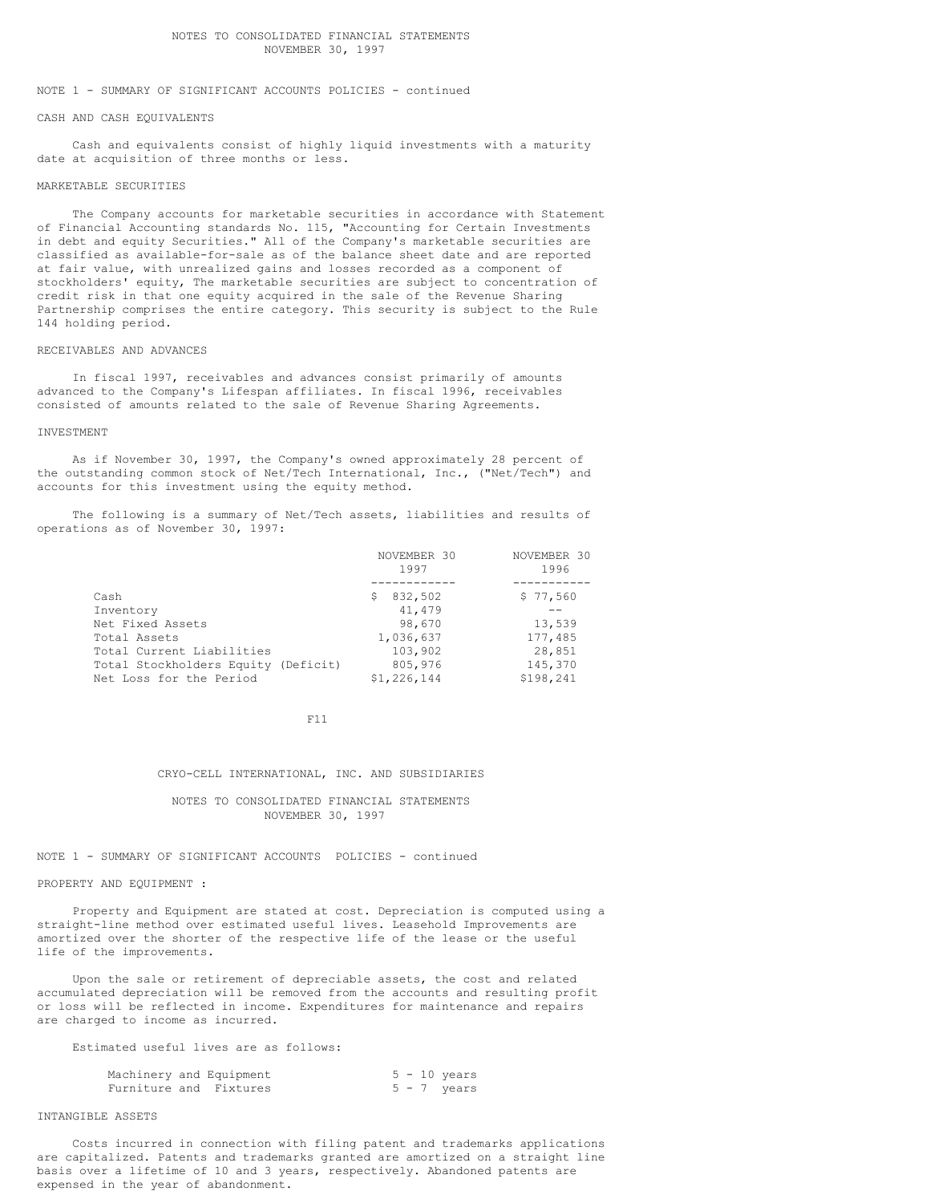NOTES TO CONSOLIDATED FINANCIAL STATEMENTS
NOVEMBER 30, 1997

NOTE 1 - SUMMARY OF SIGNIFICANT ACCOUNTS POLICIES - continued

CASH AND CASH EQUIVALENTS

Cash and equivalents consist of highly liquid investments with a maturity date at acquisition of three months or less.

MARKETABLE SECURITIES

The Company accounts for marketable securities in accordance with Statement of Financial Accounting standards No. 115, "Accounting for Certain Investments in debt and equity Securities." All of the Company's marketable securities are classified as available-for-sale as of the balance sheet date and are reported at fair value, with unrealized gains and losses recorded as a component of stockholders' equity, The marketable securities are subject to concentration of credit risk in that one equity acquired in the sale of the Revenue Sharing Partnership comprises the entire category. This security is subject to the Rule 144 holding period.

RECEIVABLES AND ADVANCES

In fiscal 1997, receivables and advances consist primarily of amounts advanced to the Company's Lifespan affiliates. In fiscal 1996, receivables consisted of amounts related to the sale of Revenue Sharing Agreements.

INVESTMENT

As if November 30, 1997, the Company's owned approximately 28 percent of the outstanding common stock of Net/Tech International, Inc., ("Net/Tech") and accounts for this investment using the equity method.

The following is a summary of Net/Tech assets, liabilities and results of operations as of November 30, 1997:

| | NOVEMBER 30 1997 | NOVEMBER 30 1996 |
|---|---|---|
| Cash | $ 832,502 | $ 77,560 |
| Inventory | 41,479 | -- |
| Net Fixed Assets | 98,670 | 13,539 |
| Total Assets | 1,036,637 | 177,485 |
| Total Current Liabilities | 103,902 | 28,851 |
| Total Stockholders Equity (Deficit) | 805,976 | 145,370 |
| Net Loss for the Period | $1,226,144 | $198,241 |

CRYO-CELL INTERNATIONAL, INC. AND SUBSIDIARIES

NOTES TO CONSOLIDATED FINANCIAL STATEMENTS
NOVEMBER 30, 1997

NOTE 1 - SUMMARY OF SIGNIFICANT ACCOUNTS POLICIES - continued

PROPERTY AND EQUIPMENT :

Property and Equipment are stated at cost. Depreciation is computed using a straight-line method over estimated useful lives. Leasehold Improvements are amortized over the shorter of the respective life of the lease or the useful life of the improvements.

Upon the sale or retirement of depreciable assets, the cost and related accumulated depreciation will be removed from the accounts and resulting profit or loss will be reflected in income. Expenditures for maintenance and repairs are charged to income as incurred.

Estimated useful lives are as follows:

| | |
|---|---|
| Machinery and Equipment | 5 - 10 years |
| Furniture and Fixtures | 5 - 7 years |

INTANGIBLE ASSETS

Costs incurred in connection with filing patent and trademarks applications are capitalized. Patents and trademarks granted are amortized on a straight line basis over a lifetime of 10 and 3 years, respectively. Abandoned patents are expensed in the year of abandonment.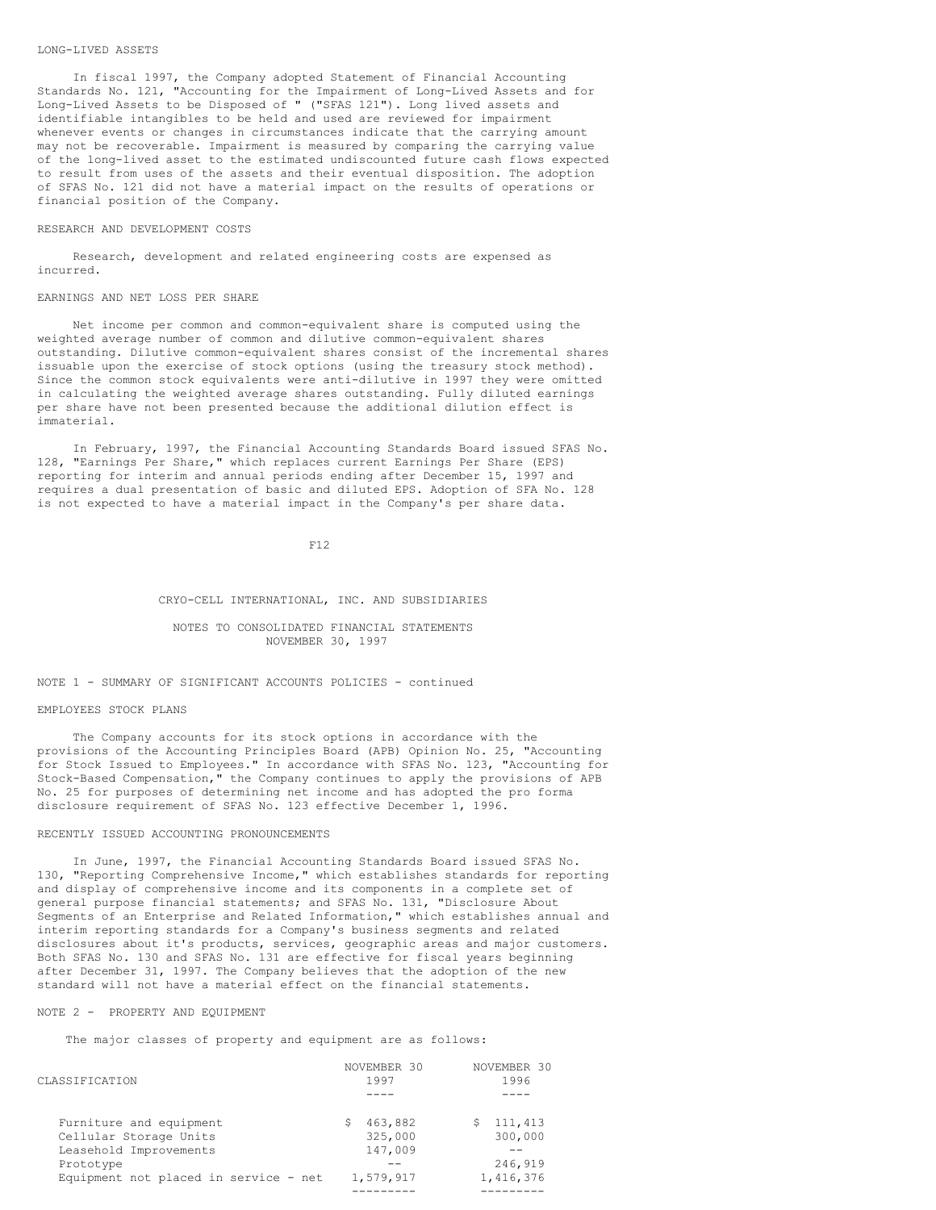LONG-LIVED ASSETS

In fiscal 1997, the Company adopted Statement of Financial Accounting Standards No. 121, "Accounting for the Impairment of Long-Lived Assets and for Long-Lived Assets to be Disposed of " ("SFAS 121"). Long lived assets and identifiable intangibles to be held and used are reviewed for impairment whenever events or changes in circumstances indicate that the carrying amount may not be recoverable. Impairment is measured by comparing the carrying value of the long-lived asset to the estimated undiscounted future cash flows expected to result from uses of the assets and their eventual disposition. The adoption of SFAS No. 121 did not have a material impact on the results of operations or financial position of the Company.

RESEARCH AND DEVELOPMENT COSTS

Research, development and related engineering costs are expensed as incurred.

EARNINGS AND NET LOSS PER SHARE

Net income per common and common-equivalent share is computed using the weighted average number of common and dilutive common-equivalent shares outstanding. Dilutive common-equivalent shares consist of the incremental shares issuable upon the exercise of stock options (using the treasury stock method). Since the common stock equivalents were anti-dilutive in 1997 they were omitted in calculating the weighted average shares outstanding. Fully diluted earnings per share have not been presented because the additional dilution effect is immaterial.

In February, 1997, the Financial Accounting Standards Board issued SFAS No. 128, "Earnings Per Share," which replaces current Earnings Per Share (EPS) reporting for interim and annual periods ending after December 15, 1997 and requires a dual presentation of basic and diluted EPS. Adoption of SFA No. 128 is not expected to have a material impact in the Company's per share data.

CRYO-CELL INTERNATIONAL, INC. AND SUBSIDIARIES

NOTES TO CONSOLIDATED FINANCIAL STATEMENTS
NOVEMBER 30, 1997

NOTE 1 - SUMMARY OF SIGNIFICANT ACCOUNTS POLICIES - continued

EMPLOYEES STOCK PLANS

The Company accounts for its stock options in accordance with the provisions of the Accounting Principles Board (APB) Opinion No. 25, "Accounting for Stock Issued to Employees." In accordance with SFAS No. 123, "Accounting for Stock-Based Compensation," the Company continues to apply the provisions of APB No. 25 for purposes of determining net income and has adopted the pro forma disclosure requirement of SFAS No. 123 effective December 1, 1996.

RECENTLY ISSUED ACCOUNTING PRONOUNCEMENTS

In June, 1997, the Financial Accounting Standards Board issued SFAS No. 130, "Reporting Comprehensive Income," which establishes standards for reporting and display of comprehensive income and its components in a complete set of general purpose financial statements; and SFAS No. 131, "Disclosure About Segments of an Enterprise and Related Information," which establishes annual and interim reporting standards for a Company's business segments and related disclosures about it's products, services, geographic areas and major customers. Both SFAS No. 130 and SFAS No. 131 are effective for fiscal years beginning after December 31, 1997. The Company believes that the adoption of the new standard will not have a material effect on the financial statements.

NOTE 2 - PROPERTY AND EQUIPMENT

The major classes of property and equipment are as follows:

| CLASSIFICATION | NOVEMBER 30 1997 | NOVEMBER 30 1996 |
|---|---|---|
| Furniture and equipment | $ 463,882 | $ 111,413 |
| Cellular Storage Units | 325,000 | 300,000 |
| Leasehold Improvements | 147,009 | -- |
| Prototype | -- | 246,919 |
| Equipment not placed in service - net | 1,579,917 | 1,416,376 |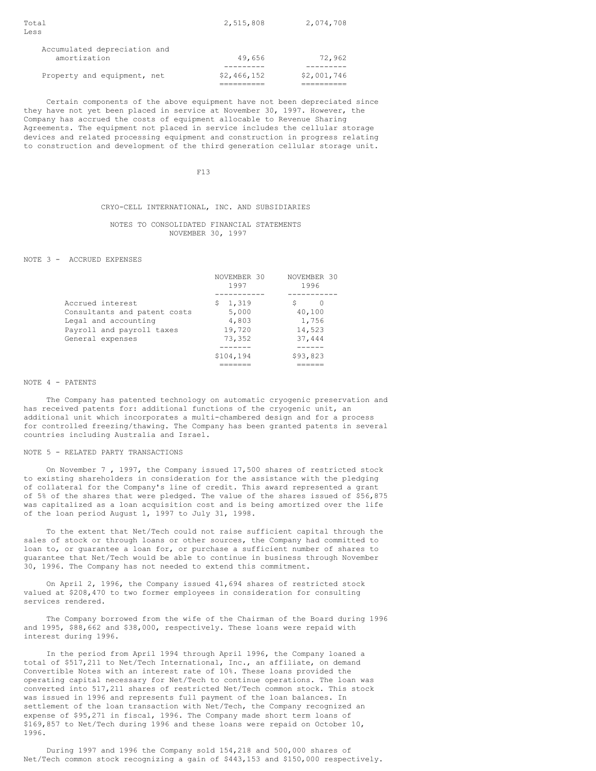| | | |
|---|---|---|
| Total | 2,515,808 | 2,074,708 |
| Less | | |
| Accumulated depreciation and amortization | 49,656 | 72,962 |
| Property and equipment, net | $2,466,152 | $2,001,746 |

Certain components of the above equipment have not been depreciated since they have not yet been placed in service at November 30, 1997. However, the Company has accrued the costs of equipment allocable to Revenue Sharing Agreements. The equipment not placed in service includes the cellular storage devices and related processing equipment and construction in progress relating to construction and development of the third generation cellular storage unit.

CRYO-CELL INTERNATIONAL, INC. AND SUBSIDIARIES

NOTES TO CONSOLIDATED FINANCIAL STATEMENTS
NOVEMBER 30, 1997

NOTE 3 - ACCRUED EXPENSES

| | NOVEMBER 30 1997 | NOVEMBER 30 1996 |
|---|---|---|
| Accrued interest | $ 1,319 | $ 0 |
| Consultants and patent costs | 5,000 | 40,100 |
| Legal and accounting | 4,803 | 1,756 |
| Payroll and payroll taxes | 19,720 | 14,523 |
| General expenses | 73,352 | 37,444 |
| | $104,194 | $93,823 |

NOTE 4 - PATENTS

The Company has patented technology on automatic cryogenic preservation and has received patents for: additional functions of the cryogenic unit, an additional unit which incorporates a multi-chambered design and for a process for controlled freezing/thawing. The Company has been granted patents in several countries including Australia and Israel.

NOTE 5 - RELATED PARTY TRANSACTIONS

On November 7 , 1997, the Company issued 17,500 shares of restricted stock to existing shareholders in consideration for the assistance with the pledging of collateral for the Company's line of credit. This award represented a grant of 5% of the shares that were pledged. The value of the shares issued of $56,875 was capitalized as a loan acquisition cost and is being amortized over the life of the loan period August 1, 1997 to July 31, 1998.

To the extent that Net/Tech could not raise sufficient capital through the sales of stock or through loans or other sources, the Company had committed to loan to, or guarantee a loan for, or purchase a sufficient number of shares to guarantee that Net/Tech would be able to continue in business through November 30, 1996. The Company has not needed to extend this commitment.

On April 2, 1996, the Company issued 41,694 shares of restricted stock valued at $208,470 to two former employees in consideration for consulting services rendered.

The Company borrowed from the wife of the Chairman of the Board during 1996 and 1995, $88,662 and $38,000, respectively. These loans were repaid with interest during 1996.

In the period from April 1994 through April 1996, the Company loaned a total of $517,211 to Net/Tech International, Inc., an affiliate, on demand Convertible Notes with an interest rate of 10%. These loans provided the operating capital necessary for Net/Tech to continue operations. The loan was converted into 517,211 shares of restricted Net/Tech common stock. This stock was issued in 1996 and represents full payment of the loan balances. In settlement of the loan transaction with Net/Tech, the Company recognized an expense of $95,271 in fiscal, 1996. The Company made short term loans of $169,857 to Net/Tech during 1996 and these loans were repaid on October 10, 1996.

During 1997 and 1996 the Company sold 154,218 and 500,000 shares of Net/Tech common stock recognizing a gain of $443,153 and $150,000 respectively.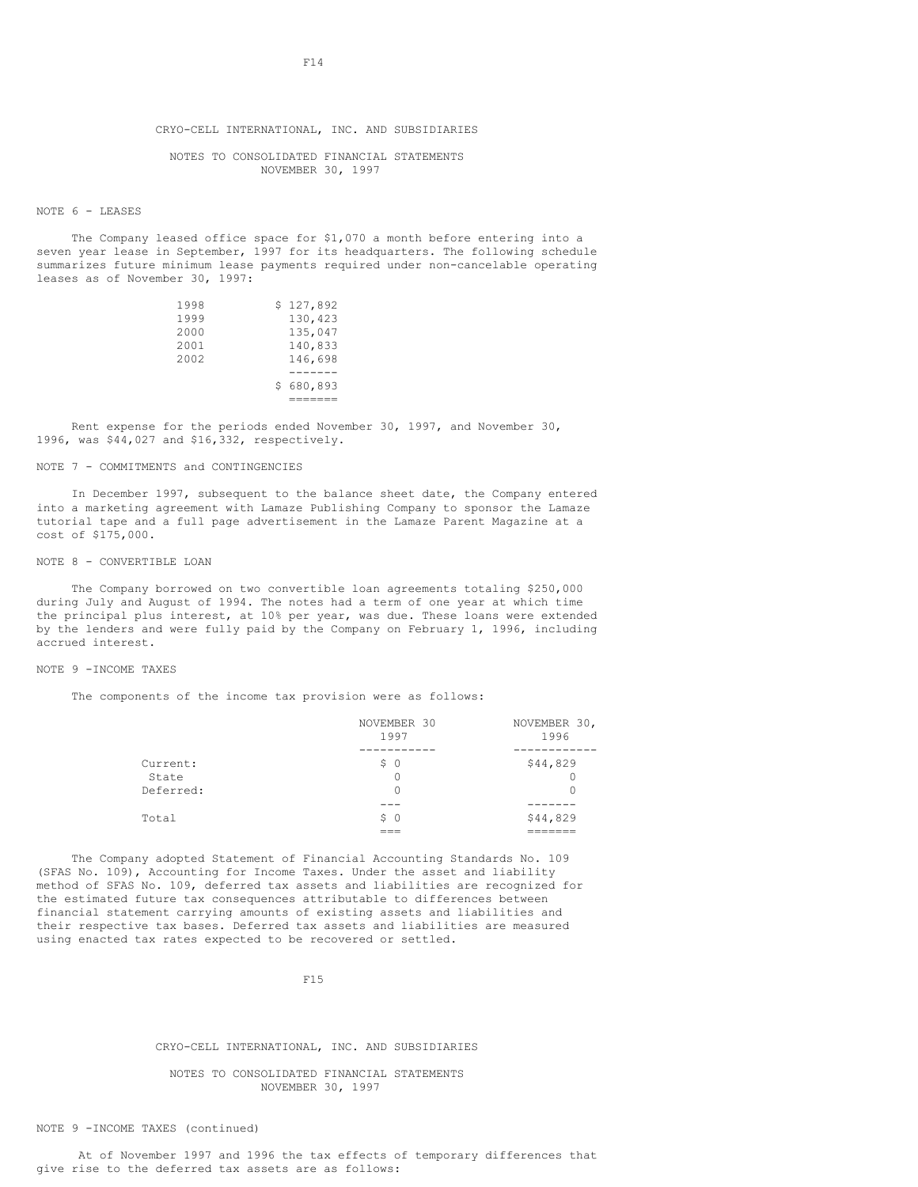CRYO-CELL INTERNATIONAL, INC. AND SUBSIDIARIES

NOTES TO CONSOLIDATED FINANCIAL STATEMENTS
NOVEMBER 30, 1997

NOTE 6 - LEASES

The Company leased office space for $1,070 a month before entering into a seven year lease in September, 1997 for its headquarters. The following schedule summarizes future minimum lease payments required under non-cancelable operating leases as of November 30, 1997:

| | |
|---|---|
| 1998 | $ 127,892 |
| 1999 | 130,423 |
| 2000 | 135,047 |
| 2001 | 140,833 |
| 2002 | 146,698 |
| | $ 680,893 |

Rent expense for the periods ended November 30, 1997, and November 30, 1996, was $44,027 and $16,332, respectively.

NOTE 7 - COMMITMENTS and CONTINGENCIES

In December 1997, subsequent to the balance sheet date, the Company entered into a marketing agreement with Lamaze Publishing Company to sponsor the Lamaze tutorial tape and a full page advertisement in the Lamaze Parent Magazine at a cost of $175,000.

NOTE 8 - CONVERTIBLE LOAN

The Company borrowed on two convertible loan agreements totaling $250,000 during July and August of 1994. The notes had a term of one year at which time the principal plus interest, at 10% per year, was due. These loans were extended by the lenders and were fully paid by the Company on February 1, 1996, including accrued interest.

NOTE 9 -INCOME TAXES

The components of the income tax provision were as follows:

| | NOVEMBER 30 1997 | NOVEMBER 30, 1996 |
|---|---|---|
| Current: | $ 0 | $44,829 |
| State | 0 | 0 |
| Deferred: | 0 | 0 |
| Total | $ 0 | $44,829 |

The Company adopted Statement of Financial Accounting Standards No. 109 (SFAS No. 109), Accounting for Income Taxes. Under the asset and liability method of SFAS No. 109, deferred tax assets and liabilities are recognized for the estimated future tax consequences attributable to differences between financial statement carrying amounts of existing assets and liabilities and their respective tax bases. Deferred tax assets and liabilities are measured using enacted tax rates expected to be recovered or settled.

CRYO-CELL INTERNATIONAL, INC. AND SUBSIDIARIES

NOTES TO CONSOLIDATED FINANCIAL STATEMENTS
NOVEMBER 30, 1997

NOTE 9 -INCOME TAXES (continued)

At of November 1997 and 1996 the tax effects of temporary differences that give rise to the deferred tax assets are as follows: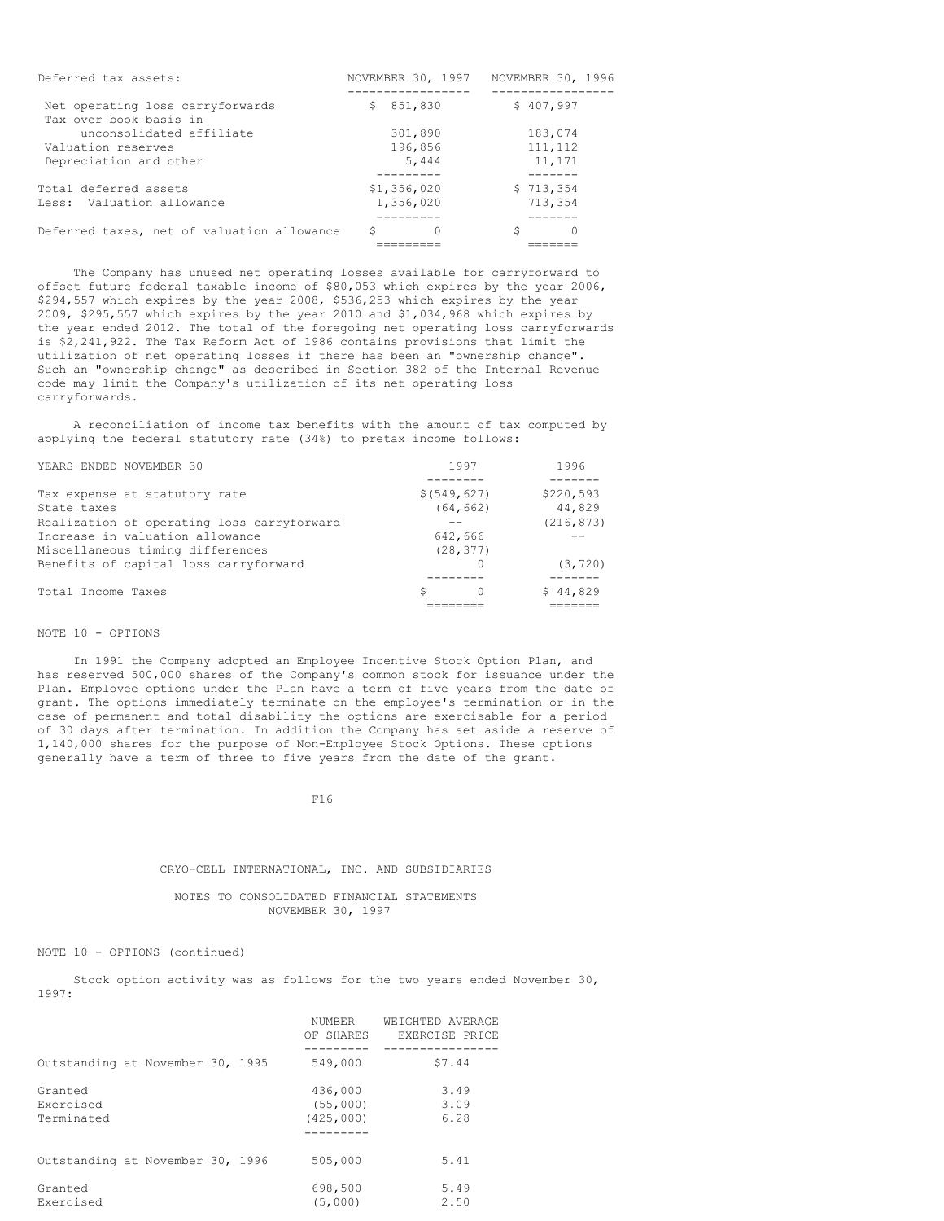| Deferred tax assets: | NOVEMBER 30, 1997 | NOVEMBER 30, 1996 |
|---|---|---|
| Net operating loss carryforwards | $ 851,830 | $ 407,997 |
| Tax over book basis in unconsolidated affiliate | 301,890 | 183,074 |
| Valuation reserves | 196,856 | 111,112 |
| Depreciation and other | 5,444 | 11,171 |
| Total deferred assets | $1,356,020 | $ 713,354 |
| Less: Valuation allowance | 1,356,020 | 713,354 |
| Deferred taxes, net of valuation allowance | $ 0 | $ 0 |

The Company has unused net operating losses available for carryforward to offset future federal taxable income of $80,053 which expires by the year 2006, $294,557 which expires by the year 2008, $536,253 which expires by the year 2009, $295,557 which expires by the year 2010 and $1,034,968 which expires by the year ended 2012. The total of the foregoing net operating loss carryforwards is $2,241,922. The Tax Reform Act of 1986 contains provisions that limit the utilization of net operating losses if there has been an "ownership change". Such an "ownership change" as described in Section 382 of the Internal Revenue code may limit the Company's utilization of its net operating loss carryforwards.

A reconciliation of income tax benefits with the amount of tax computed by applying the federal statutory rate (34%) to pretax income follows:

| YEARS ENDED NOVEMBER 30 | 1997 | 1996 |
|---|---|---|
| Tax expense at statutory rate | $(549,627) | $220,593 |
| State taxes | (64,662) | 44,829 |
| Realization of operating loss carryforward | -- | (216,873) |
| Increase in valuation allowance | 642,666 | -- |
| Miscellaneous timing differences | (28,377) | |
| Benefits of capital loss carryforward | 0 | (3,720) |
| Total Income Taxes | $ 0 | $ 44,829 |

## NOTE 10 - OPTIONS

In 1991 the Company adopted an Employee Incentive Stock Option Plan, and has reserved 500,000 shares of the Company's common stock for issuance under the Plan. Employee options under the Plan have a term of five years from the date of grant. The options immediately terminate on the employee's termination or in the case of permanent and total disability the options are exercisable for a period of 30 days after termination. In addition the Company has set aside a reserve of 1,140,000 shares for the purpose of Non-Employee Stock Options. These options generally have a term of three to five years from the date of the grant.

CRYO-CELL INTERNATIONAL, INC. AND SUBSIDIARIES

NOTES TO CONSOLIDATED FINANCIAL STATEMENTS
NOVEMBER 30, 1997

## NOTE 10 - OPTIONS (continued)

Stock option activity was as follows for the two years ended November 30, 1997:

| | NUMBER OF SHARES | WEIGHTED AVERAGE EXERCISE PRICE |
|---|---|---|
| Outstanding at November 30, 1995 | 549,000 | $7.44 |
| Granted | 436,000 | 3.49 |
| Exercised | (55,000) | 3.09 |
| Terminated | (425,000) | 6.28 |
| Outstanding at November 30, 1996 | 505,000 | 5.41 |
| Granted | 698,500 | 5.49 |
| Exercised | (5,000) | 2.50 |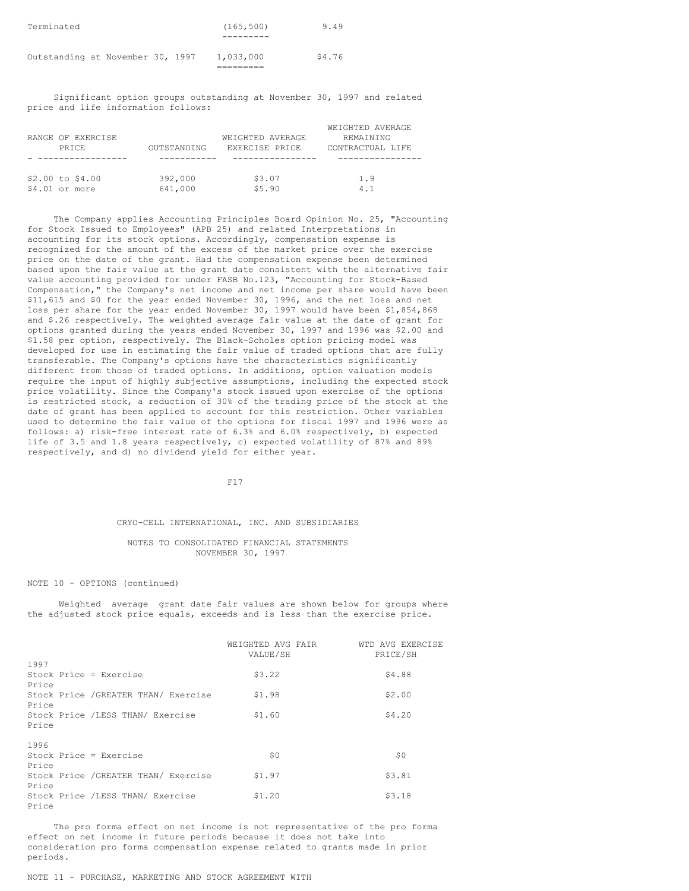| | | |
|---|---|---|
| Terminated | (165,500) | 9.49 |
| Outstanding at November 30, 1997 | 1,033,000 | $4.76 |

Significant option groups outstanding at November 30, 1997 and related price and life information follows:

| RANGE OF EXERCISE PRICE | OUTSTANDING | WEIGHTED AVERAGE EXERCISE PRICE | WEIGHTED AVERAGE REMAINING CONTRACTUAL LIFE |
|---|---|---|---|
| $2.00 to $4.00 | 392,000 | $3.07 | 1.9 |
| $4.01 or more | 641,000 | $5.90 | 4.1 |

The Company applies Accounting Principles Board Opinion No. 25, "Accounting for Stock Issued to Employees" (APB 25) and related Interpretations in accounting for its stock options. Accordingly, compensation expense is recognized for the amount of the excess of the market price over the exercise price on the date of the grant. Had the compensation expense been determined based upon the fair value at the grant date consistent with the alternative fair value accounting provided for under FASB No.123, "Accounting for Stock-Based Compensation," the Company's net income and net income per share would have been $11,615 and $0 for the year ended November 30, 1996, and the net loss and net loss per share for the year ended November 30, 1997 would have been $1,854,868 and $.26 respectively. The weighted average fair value at the date of grant for options granted during the years ended November 30, 1997 and 1996 was $2.00 and $1.58 per option, respectively. The Black-Scholes option pricing model was developed for use in estimating the fair value of traded options that are fully transferable. The Company's options have the characteristics significantly different from those of traded options. In additions, option valuation models require the input of highly subjective assumptions, including the expected stock price volatility. Since the Company's stock issued upon exercise of the options is restricted stock, a reduction of 30% of the trading price of the stock at the date of grant has been applied to account for this restriction. Other variables used to determine the fair value of the options for fiscal 1997 and 1996 were as follows: a) risk-free interest rate of 6.3% and 6.0% respectively, b) expected life of 3.5 and 1.8 years respectively, c) expected volatility of 87% and 89% respectively, and d) no dividend yield for either year.

CRYO-CELL INTERNATIONAL, INC. AND SUBSIDIARIES

NOTES TO CONSOLIDATED FINANCIAL STATEMENTS
NOVEMBER 30, 1997

NOTE 10 - OPTIONS (continued)

Weighted average grant date fair values are shown below for groups where the adjusted stock price equals, exceeds and is less than the exercise price.

| | WEIGHTED AVG FAIR VALUE/SH | WTD AVG EXERCISE PRICE/SH |
|---|---|---|
| 1997 | | |
| Stock Price = Exercise Price | $3.22 | $4.88 |
| Stock Price /GREATER THAN/ Exercise Price | $1.98 | $2.00 |
| Stock Price /LESS THAN/ Exercise Price | $1.60 | $4.20 |
| 1996 | | |
| Stock Price = Exercise Price | $0 | $0 |
| Stock Price /GREATER THAN/ Exercise Price | $1.97 | $3.81 |
| Stock Price /LESS THAN/ Exercise Price | $1.20 | $3.18 |

The pro forma effect on net income is not representative of the pro forma effect on net income in future periods because it does not take into consideration pro forma compensation expense related to grants made in prior periods.

NOTE 11 - PURCHASE, MARKETING AND STOCK AGREEMENT WITH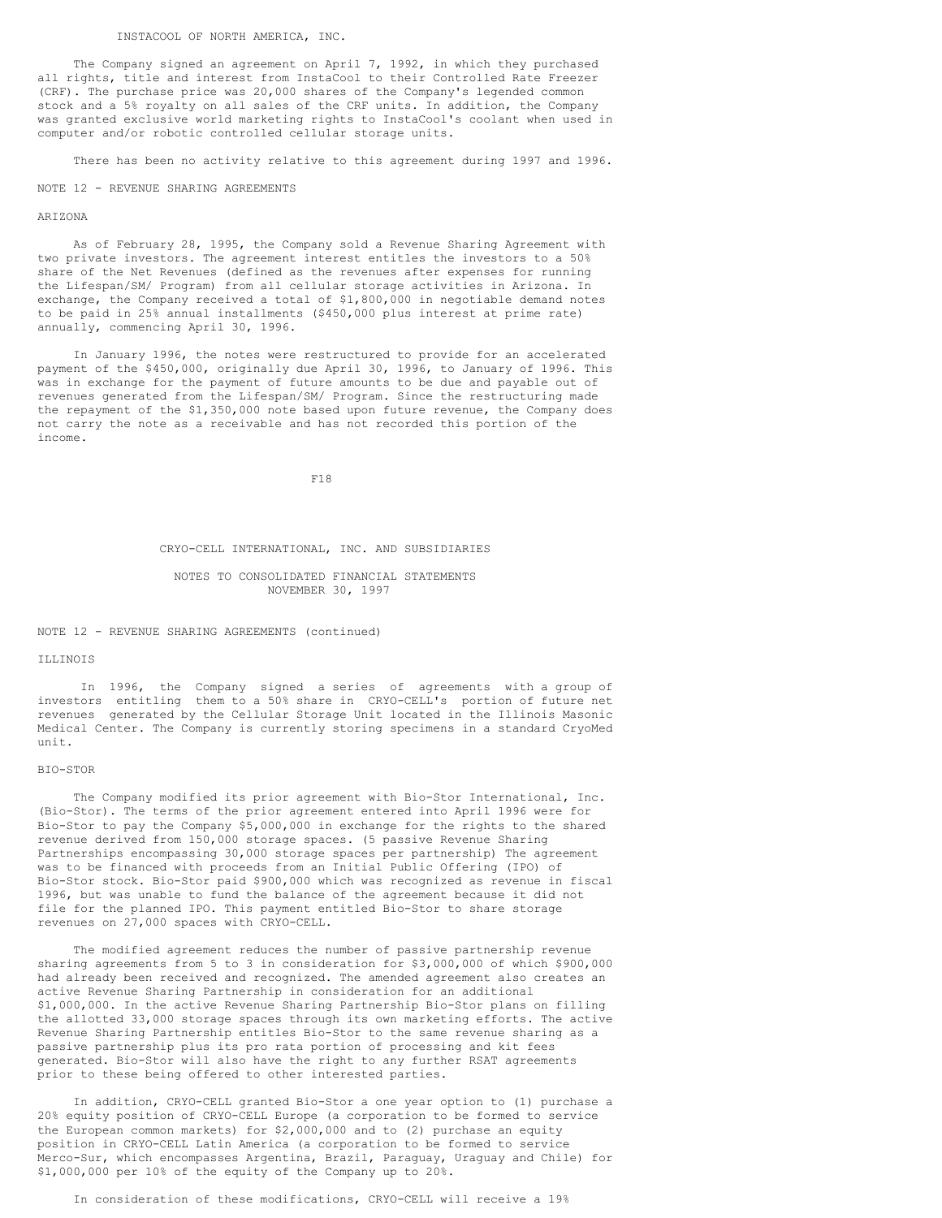### INSTACOOL OF NORTH AMERICA, INC.

The Company signed an agreement on April 7, 1992, in which they purchased all rights, title and interest from InstaCool to their Controlled Rate Freezer (CRF). The purchase price was 20,000 shares of the Company's legended common stock and a 5% royalty on all sales of the CRF units. In addition, the Company was granted exclusive world marketing rights to InstaCool's coolant when used in computer and/or robotic controlled cellular storage units.

There has been no activity relative to this agreement during 1997 and 1996.

## NOTE 12 - REVENUE SHARING AGREEMENTS

### ARIZONA

As of February 28, 1995, the Company sold a Revenue Sharing Agreement with two private investors. The agreement interest entitles the investors to a 50% share of the Net Revenues (defined as the revenues after expenses for running the Lifespan/SM/ Program) from all cellular storage activities in Arizona. In exchange, the Company received a total of $1,800,000 in negotiable demand notes to be paid in 25% annual installments ($450,000 plus interest at prime rate) annually, commencing April 30, 1996.

In January 1996, the notes were restructured to provide for an accelerated payment of the $450,000, originally due April 30, 1996, to January of 1996. This was in exchange for the payment of future amounts to be due and payable out of revenues generated from the Lifespan/SM/ Program. Since the restructuring made the repayment of the $1,350,000 note based upon future revenue, the Company does not carry the note as a receivable and has not recorded this portion of the income.

CRYO-CELL INTERNATIONAL, INC. AND SUBSIDIARIES

NOTES TO CONSOLIDATED FINANCIAL STATEMENTS
NOVEMBER 30, 1997

## NOTE 12 - REVENUE SHARING AGREEMENTS (continued)

### ILLINOIS

In 1996, the Company signed a series of agreements with a group of investors entitling them to a 50% share in CRYO-CELL's portion of future net revenues generated by the Cellular Storage Unit located in the Illinois Masonic Medical Center. The Company is currently storing specimens in a standard CryoMed unit.

### BIO-STOR

The Company modified its prior agreement with Bio-Stor International, Inc. (Bio-Stor). The terms of the prior agreement entered into April 1996 were for Bio-Stor to pay the Company $5,000,000 in exchange for the rights to the shared revenue derived from 150,000 storage spaces. (5 passive Revenue Sharing Partnerships encompassing 30,000 storage spaces per partnership) The agreement was to be financed with proceeds from an Initial Public Offering (IPO) of Bio-Stor stock. Bio-Stor paid $900,000 which was recognized as revenue in fiscal 1996, but was unable to fund the balance of the agreement because it did not file for the planned IPO. This payment entitled Bio-Stor to share storage revenues on 27,000 spaces with CRYO-CELL.

The modified agreement reduces the number of passive partnership revenue sharing agreements from 5 to 3 in consideration for $3,000,000 of which $900,000 had already been received and recognized. The amended agreement also creates an active Revenue Sharing Partnership in consideration for an additional $1,000,000. In the active Revenue Sharing Partnership Bio-Stor plans on filling the allotted 33,000 storage spaces through its own marketing efforts. The active Revenue Sharing Partnership entitles Bio-Stor to the same revenue sharing as a passive partnership plus its pro rata portion of processing and kit fees generated. Bio-Stor will also have the right to any further RSAT agreements prior to these being offered to other interested parties.

In addition, CRYO-CELL granted Bio-Stor a one year option to (1) purchase a 20% equity position of CRYO-CELL Europe (a corporation to be formed to service the European common markets) for $2,000,000 and to (2) purchase an equity position in CRYO-CELL Latin America (a corporation to be formed to service Merco-Sur, which encompasses Argentina, Brazil, Paraguay, Uraguay and Chile) for $1,000,000 per 10% of the equity of the Company up to 20%.

In consideration of these modifications, CRYO-CELL will receive a 19%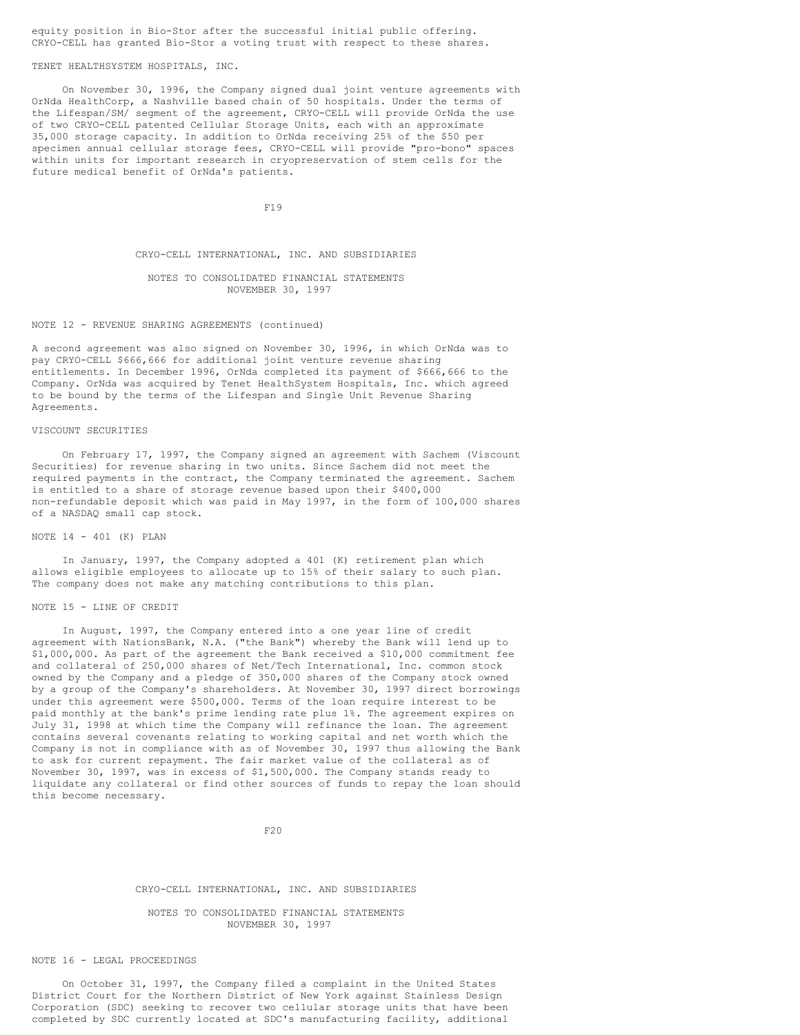equity position in Bio-Stor after the successful initial public offering. CRYO-CELL has granted Bio-Stor a voting trust with respect to these shares.

TENET HEALTHSYSTEM HOSPITALS, INC.

On November 30, 1996, the Company signed dual joint venture agreements with OrNda HealthCorp, a Nashville based chain of 50 hospitals. Under the terms of the Lifespan/SM/ segment of the agreement, CRYO-CELL will provide OrNda the use of two CRYO-CELL patented Cellular Storage Units, each with an approximate 35,000 storage capacity. In addition to OrNda receiving 25% of the $50 per specimen annual cellular storage fees, CRYO-CELL will provide "pro-bono" spaces within units for important research in cryopreservation of stem cells for the future medical benefit of OrNda's patients.

CRYO-CELL INTERNATIONAL, INC. AND SUBSIDIARIES

NOTES TO CONSOLIDATED FINANCIAL STATEMENTS
NOVEMBER 30, 1997

NOTE 12 - REVENUE SHARING AGREEMENTS (continued)

A second agreement was also signed on November 30, 1996, in which OrNda was to pay CRYO-CELL $666,666 for additional joint venture revenue sharing entitlements. In December 1996, OrNda completed its payment of $666,666 to the Company. OrNda was acquired by Tenet HealthSystem Hospitals, Inc. which agreed to be bound by the terms of the Lifespan and Single Unit Revenue Sharing Agreements.

VISCOUNT SECURITIES

On February 17, 1997, the Company signed an agreement with Sachem (Viscount Securities) for revenue sharing in two units. Since Sachem did not meet the required payments in the contract, the Company terminated the agreement. Sachem is entitled to a share of storage revenue based upon their $400,000 non-refundable deposit which was paid in May 1997, in the form of 100,000 shares of a NASDAQ small cap stock.

NOTE 14 - 401 (K) PLAN

In January, 1997, the Company adopted a 401 (K) retirement plan which allows eligible employees to allocate up to 15% of their salary to such plan. The company does not make any matching contributions to this plan.

NOTE 15 - LINE OF CREDIT

In August, 1997, the Company entered into a one year line of credit agreement with NationsBank, N.A. ("the Bank") whereby the Bank will lend up to $1,000,000. As part of the agreement the Bank received a $10,000 commitment fee and collateral of 250,000 shares of Net/Tech International, Inc. common stock owned by the Company and a pledge of 350,000 shares of the Company stock owned by a group of the Company's shareholders. At November 30, 1997 direct borrowings under this agreement were $500,000. Terms of the loan require interest to be paid monthly at the bank's prime lending rate plus 1%. The agreement expires on July 31, 1998 at which time the Company will refinance the loan. The agreement contains several covenants relating to working capital and net worth which the Company is not in compliance with as of November 30, 1997 thus allowing the Bank to ask for current repayment. The fair market value of the collateral as of November 30, 1997, was in excess of $1,500,000. The Company stands ready to liquidate any collateral or find other sources of funds to repay the loan should this become necessary.

CRYO-CELL INTERNATIONAL, INC. AND SUBSIDIARIES

NOTES TO CONSOLIDATED FINANCIAL STATEMENTS
NOVEMBER 30, 1997

NOTE 16 - LEGAL PROCEEDINGS

On October 31, 1997, the Company filed a complaint in the United States District Court for the Northern District of New York against Stainless Design Corporation (SDC) seeking to recover two cellular storage units that have been completed by SDC currently located at SDC's manufacturing facility, additional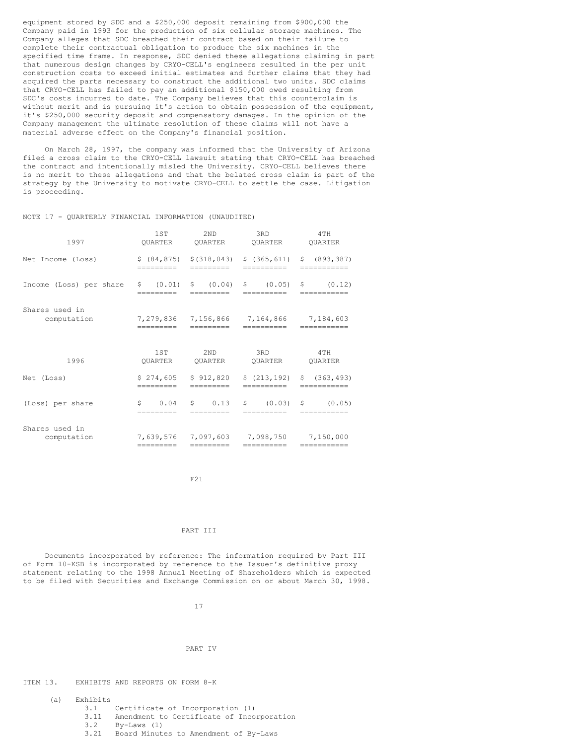equipment stored by SDC and a $250,000 deposit remaining from $900,000 the Company paid in 1993 for the production of six cellular storage machines. The Company alleges that SDC breached their contract based on their failure to complete their contractual obligation to produce the six machines in the specified time frame. In response, SDC denied these allegations claiming in part that numerous design changes by CRYO-CELL's engineers resulted in the per unit construction costs to exceed initial estimates and further claims that they had acquired the parts necessary to construct the additional two units. SDC claims that CRYO-CELL has failed to pay an additional $150,000 owed resulting from SDC's costs incurred to date. The Company believes that this counterclaim is without merit and is pursuing it's action to obtain possession of the equipment, it's $250,000 security deposit and compensatory damages. In the opinion of the Company management the ultimate resolution of these claims will not have a material adverse effect on the Company's financial position.

On March 28, 1997, the company was informed that the University of Arizona filed a cross claim to the CRYO-CELL lawsuit stating that CRYO-CELL has breached the contract and intentionally misled the University. CRYO-CELL believes there is no merit to these allegations and that the belated cross claim is part of the strategy by the University to motivate CRYO-CELL to settle the case. Litigation is proceeding.

NOTE 17 - QUARTERLY FINANCIAL INFORMATION (UNAUDITED)

| 1997 | 1ST QUARTER | 2ND QUARTER | 3RD QUARTER | 4TH QUARTER |
|---|---|---|---|---|
| Net Income (Loss) | $ (84,875) | $(318,043) | $ (365,611) | $ (893,387) |
| Income (Loss) per share | $ (0.01) | $ (0.04) | $ (0.05) | $ (0.12) |
| Shares used in computation | 7,279,836 | 7,156,866 | 7,164,866 | 7,184,603 |

| 1996 | 1ST QUARTER | 2ND QUARTER | 3RD QUARTER | 4TH QUARTER |
|---|---|---|---|---|
| Net (Loss) | $ 274,605 | $ 912,820 | $ (213,192) | $ (363,493) |
| (Loss) per share | $ 0.04 | $ 0.13 | $ (0.03) | $ (0.05) |
| Shares used in computation | 7,639,576 | 7,097,603 | 7,098,750 | 7,150,000 |

F21

PART III

Documents incorporated by reference: The information required by Part III of Form 10-KSB is incorporated by reference to the Issuer's definitive proxy statement relating to the 1998 Annual Meeting of Shareholders which is expected to be filed with Securities and Exchange Commission on or about March 30, 1998.

PART IV

ITEM 13. EXHIBITS AND REPORTS ON FORM 8-K

(a) Exhibits
- 3.1 Certificate of Incorporation (1)
- 3.11 Amendment to Certificate of Incorporation
- 3.2 By-Laws (1)
- 3.21 Board Minutes to Amendment of By-Laws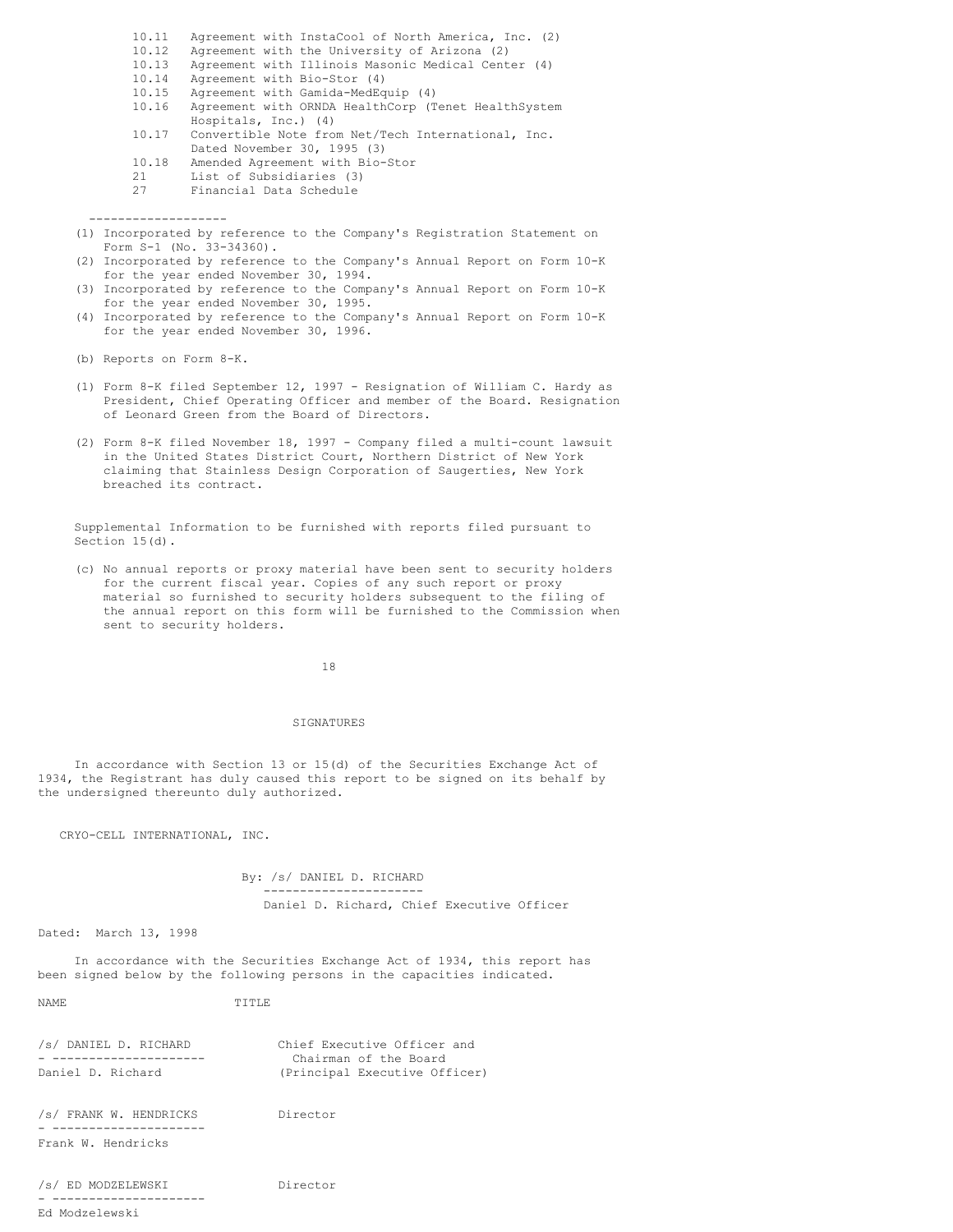| | |
|---|---|
| 10.11 | Agreement with InstaCool of North America, Inc. (2) |
| 10.12 | Agreement with the University of Arizona (2) |
| 10.13 | Agreement with Illinois Masonic Medical Center (4) |
| 10.14 | Agreement with Bio-Stor (4) |
| 10.15 | Agreement with Gamida-MedEquip (4) |
| 10.16 | Agreement with ORNDA HealthCorp (Tenet HealthSystem Hospitals, Inc.) (4) |
| 10.17 | Convertible Note from Net/Tech International, Inc. Dated November 30, 1995 (3) |
| 10.18 | Amended Agreement with Bio-Stor |
| 21 | List of Subsidiaries (3) |
| 27 | Financial Data Schedule |

-------------------

(1) Incorporated by reference to the Company's Registration Statement on Form S-1 (No. 33-34360).

(2) Incorporated by reference to the Company's Annual Report on Form 10-K for the year ended November 30, 1994.

(3) Incorporated by reference to the Company's Annual Report on Form 10-K for the year ended November 30, 1995.

(4) Incorporated by reference to the Company's Annual Report on Form 10-K for the year ended November 30, 1996.

(b) Reports on Form 8-K.

(1) Form 8-K filed September 12, 1997 - Resignation of William C. Hardy as President, Chief Operating Officer and member of the Board. Resignation of Leonard Green from the Board of Directors.

(2) Form 8-K filed November 18, 1997 - Company filed a multi-count lawsuit in the United States District Court, Northern District of New York claiming that Stainless Design Corporation of Saugerties, New York breached its contract.

Supplemental Information to be furnished with reports filed pursuant to Section 15(d).

(c) No annual reports or proxy material have been sent to security holders for the current fiscal year. Copies of any such report or proxy material so furnished to security holders subsequent to the filing of the annual report on this form will be furnished to the Commission when sent to security holders.

## SIGNATURES

In accordance with Section 13 or 15(d) of the Securities Exchange Act of 1934, the Registrant has duly caused this report to be signed on its behalf by the undersigned thereunto duly authorized.

CRYO-CELL INTERNATIONAL, INC.

By: /s/ DANIEL D. RICHARD
---------------------
Daniel D. Richard, Chief Executive Officer

Dated: March 13, 1998

In accordance with the Securities Exchange Act of 1934, this report has been signed below by the following persons in the capacities indicated.

| NAME | TITLE |
|---|---|
| /s/ DANIEL D. RICHARD<br>Daniel D. Richard | Chief Executive Officer and Chairman of the Board (Principal Executive Officer) |
| /s/ FRANK W. HENDRICKS<br>Frank W. Hendricks | Director |
| /s/ ED MODZELEWSKI<br>Ed Modzelewski | Director |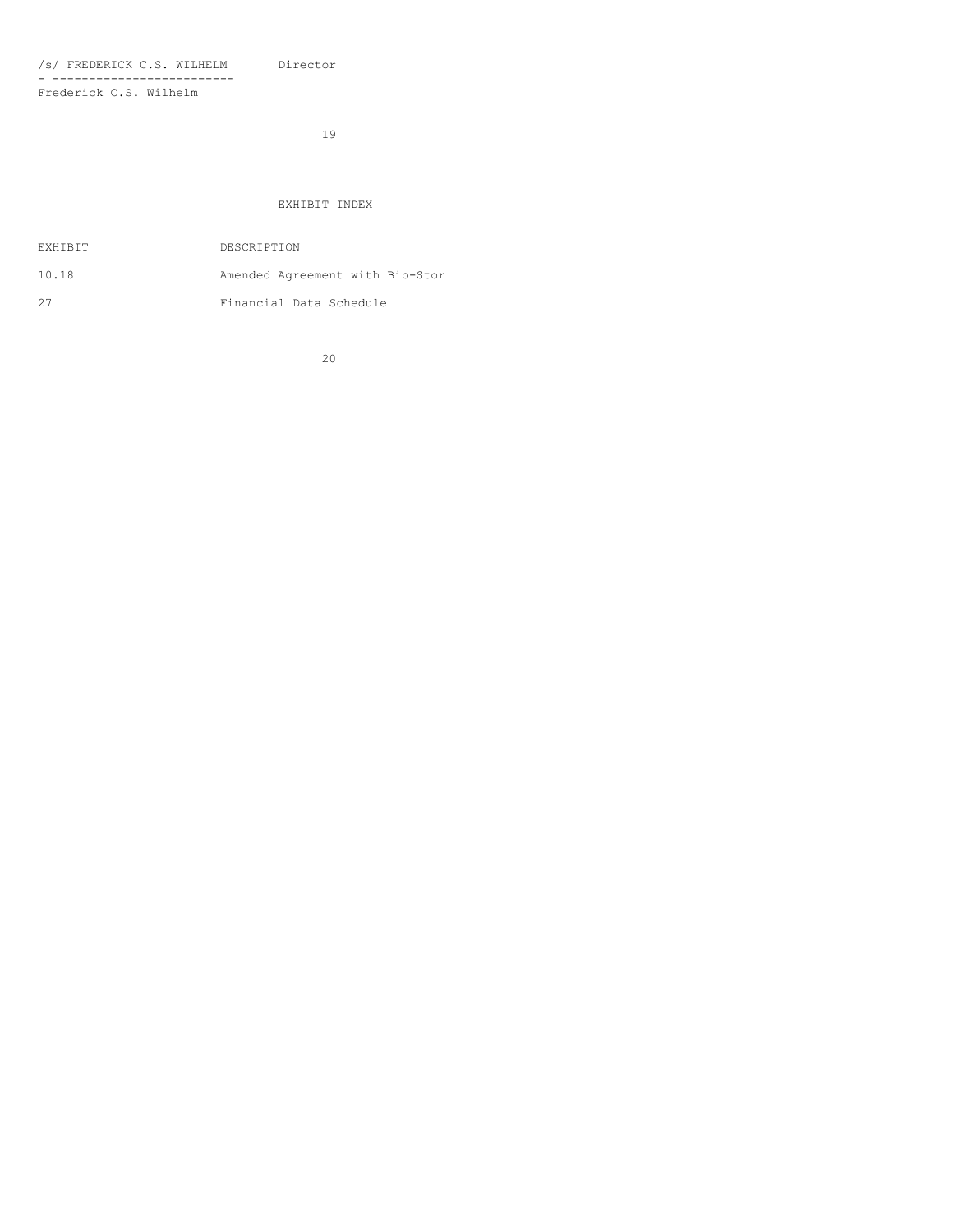/s/ FREDERICK C.S. WILHELM        Director
- -------------------------
Frederick C.S. Wilhelm

EXHIBIT INDEX

| EXHIBIT | DESCRIPTION |
|---|---|
| 10.18 | Amended Agreement with Bio-Stor |
| 27 | Financial Data Schedule |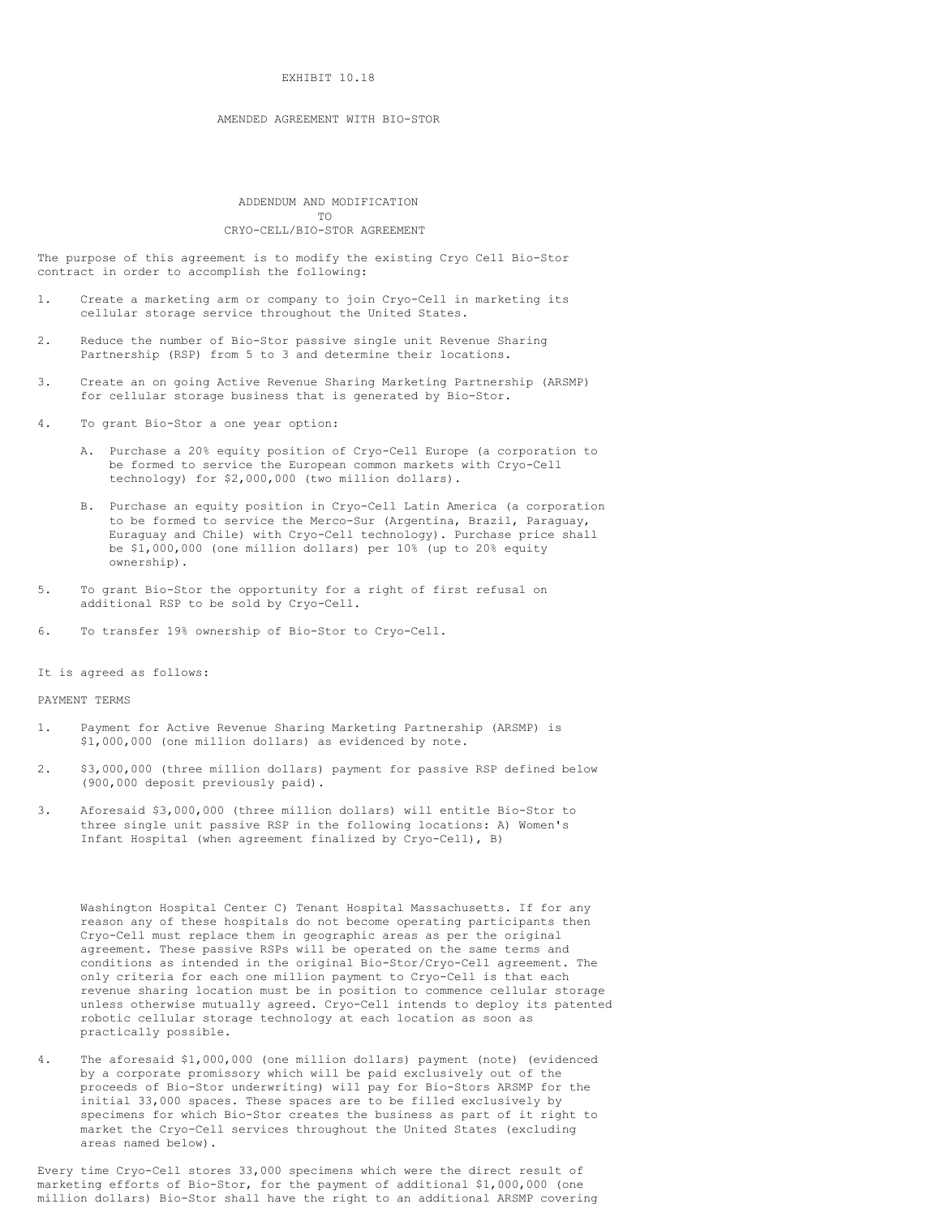EXHIBIT 10.18

AMENDED AGREEMENT WITH BIO-STOR

# ADDENDUM AND MODIFICATION TO CRYO-CELL/BIO-STOR AGREEMENT

The purpose of this agreement is to modify the existing Cryo Cell Bio-Stor contract in order to accomplish the following:

1. Create a marketing arm or company to join Cryo-Cell in marketing its cellular storage service throughout the United States.

2. Reduce the number of Bio-Stor passive single unit Revenue Sharing Partnership (RSP) from 5 to 3 and determine their locations.

3. Create an on going Active Revenue Sharing Marketing Partnership (ARSMP) for cellular storage business that is generated by Bio-Stor.

4. To grant Bio-Stor a one year option:

   A. Purchase a 20% equity position of Cryo-Cell Europe (a corporation to be formed to service the European common markets with Cryo-Cell technology) for $2,000,000 (two million dollars).

   B. Purchase an equity position in Cryo-Cell Latin America (a corporation to be formed to service the Merco-Sur (Argentina, Brazil, Paraguay, Euraguay and Chile) with Cryo-Cell technology). Purchase price shall be $1,000,000 (one million dollars) per 10% (up to 20% equity ownership).

5. To grant Bio-Stor the opportunity for a right of first refusal on additional RSP to be sold by Cryo-Cell.

6. To transfer 19% ownership of Bio-Stor to Cryo-Cell.

It is agreed as follows:

PAYMENT TERMS

1. Payment for Active Revenue Sharing Marketing Partnership (ARSMP) is $1,000,000 (one million dollars) as evidenced by note.

2. $3,000,000 (three million dollars) payment for passive RSP defined below (900,000 deposit previously paid).

3. Aforesaid $3,000,000 (three million dollars) will entitle Bio-Stor to three single unit passive RSP in the following locations: A) Women's Infant Hospital (when agreement finalized by Cryo-Cell), B) Washington Hospital Center C) Tenant Hospital Massachusetts. If for any reason any of these hospitals do not become operating participants then Cryo-Cell must replace them in geographic areas as per the original agreement. These passive RSPs will be operated on the same terms and conditions as intended in the original Bio-Stor/Cryo-Cell agreement. The only criteria for each one million payment to Cryo-Cell is that each revenue sharing location must be in position to commence cellular storage unless otherwise mutually agreed. Cryo-Cell intends to deploy its patented robotic cellular storage technology at each location as soon as practically possible.

4. The aforesaid $1,000,000 (one million dollars) payment (note) (evidenced by a corporate promissory which will be paid exclusively out of the proceeds of Bio-Stor underwriting) will pay for Bio-Stors ARSMP for the initial 33,000 spaces. These spaces are to be filled exclusively by specimens for which Bio-Stor creates the business as part of it right to market the Cryo-Cell services throughout the United States (excluding areas named below).

Every time Cryo-Cell stores 33,000 specimens which were the direct result of marketing efforts of Bio-Stor, for the payment of additional $1,000,000 (one million dollars) Bio-Stor shall have the right to an additional ARSMP covering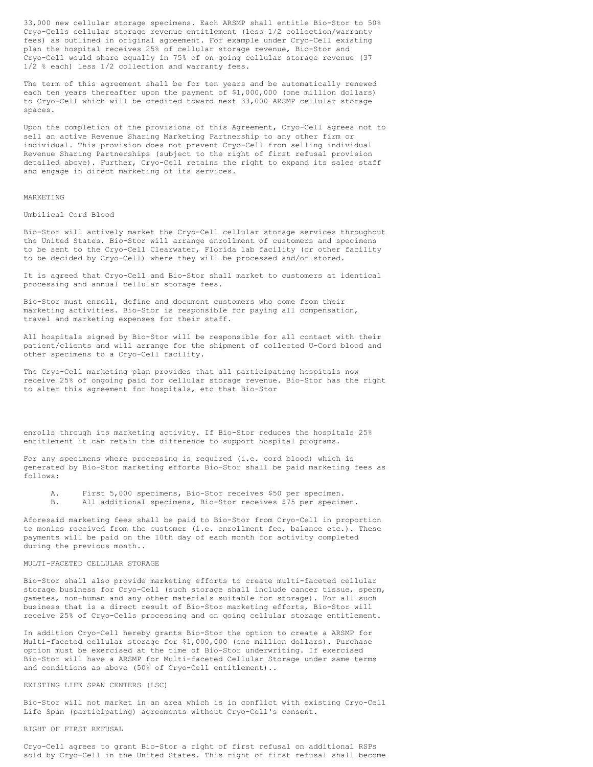33,000 new cellular storage specimens. Each ARSMP shall entitle Bio-Stor to 50% Cryo-Cells cellular storage revenue entitlement (less 1/2 collection/warranty fees) as outlined in original agreement. For example under Cryo-Cell existing plan the hospital receives 25% of cellular storage revenue, Bio-Stor and Cryo-Cell would share equally in 75% of on going cellular storage revenue (37 1/2 % each) less 1/2 collection and warranty fees.

The term of this agreement shall be for ten years and be automatically renewed each ten years thereafter upon the payment of $1,000,000 (one million dollars) to Cryo-Cell which will be credited toward next 33,000 ARSMP cellular storage spaces.

Upon the completion of the provisions of this Agreement, Cryo-Cell agrees not to sell an active Revenue Sharing Marketing Partnership to any other firm or individual. This provision does not prevent Cryo-Cell from selling individual Revenue Sharing Partnerships (subject to the right of first refusal provision detailed above). Further, Cryo-Cell retains the right to expand its sales staff and engage in direct marketing of its services.

MARKETING

Umbilical Cord Blood

Bio-Stor will actively market the Cryo-Cell cellular storage services throughout the United States. Bio-Stor will arrange enrollment of customers and specimens to be sent to the Cryo-Cell Clearwater, Florida lab facility (or other facility to be decided by Cryo-Cell) where they will be processed and/or stored.

It is agreed that Cryo-Cell and Bio-Stor shall market to customers at identical processing and annual cellular storage fees.

Bio-Stor must enroll, define and document customers who come from their marketing activities. Bio-Stor is responsible for paying all compensation, travel and marketing expenses for their staff.

All hospitals signed by Bio-Stor will be responsible for all contact with their patient/clients and will arrange for the shipment of collected U-Cord blood and other specimens to a Cryo-Cell facility.

The Cryo-Cell marketing plan provides that all participating hospitals now receive 25% of ongoing paid for cellular storage revenue. Bio-Stor has the right to alter this agreement for hospitals, etc that Bio-Stor enrolls through its marketing activity. If Bio-Stor reduces the hospitals 25% entitlement it can retain the difference to support hospital programs.

For any specimens where processing is required (i.e. cord blood) which is generated by Bio-Stor marketing efforts Bio-Stor shall be paid marketing fees as follows:

A. First 5,000 specimens, Bio-Stor receives $50 per specimen.
B. All additional specimens, Bio-Stor receives $75 per specimen.

Aforesaid marketing fees shall be paid to Bio-Stor from Cryo-Cell in proportion to monies received from the customer (i.e. enrollment fee, balance etc.). These payments will be paid on the 10th day of each month for activity completed during the previous month..

MULTI-FACETED CELLULAR STORAGE

Bio-Stor shall also provide marketing efforts to create multi-faceted cellular storage business for Cryo-Cell (such storage shall include cancer tissue, sperm, gametes, non-human and any other materials suitable for storage). For all such business that is a direct result of Bio-Stor marketing efforts, Bio-Stor will receive 25% of Cryo-Cells processing and on going cellular storage entitlement.

In addition Cryo-Cell hereby grants Bio-Stor the option to create a ARSMP for Multi-faceted cellular storage for $1,000,000 (one million dollars). Purchase option must be exercised at the time of Bio-Stor underwriting. If exercised Bio-Stor will have a ARSMP for Multi-faceted Cellular Storage under same terms and conditions as above (50% of Cryo-Cell entitlement)..

EXISTING LIFE SPAN CENTERS (LSC)

Bio-Stor will not market in an area which is in conflict with existing Cryo-Cell Life Span (participating) agreements without Cryo-Cell's consent.

RIGHT OF FIRST REFUSAL

Cryo-Cell agrees to grant Bio-Stor a right of first refusal on additional RSPs sold by Cryo-Cell in the United States. This right of first refusal shall become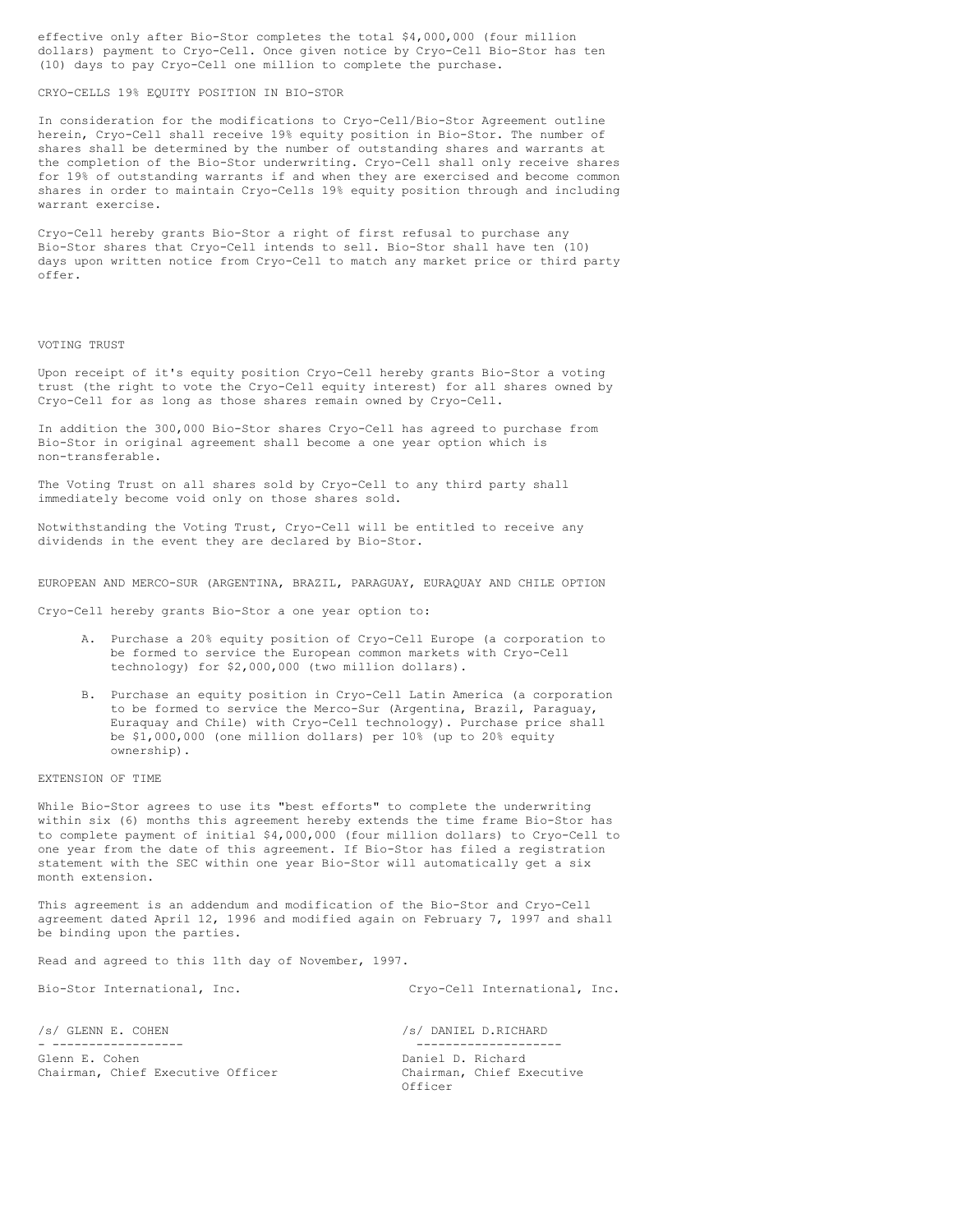effective only after Bio-Stor completes the total $4,000,000 (four million dollars) payment to Cryo-Cell. Once given notice by Cryo-Cell Bio-Stor has ten (10) days to pay Cryo-Cell one million to complete the purchase.

CRYO-CELLS 19% EQUITY POSITION IN BIO-STOR

In consideration for the modifications to Cryo-Cell/Bio-Stor Agreement outline herein, Cryo-Cell shall receive 19% equity position in Bio-Stor. The number of shares shall be determined by the number of outstanding shares and warrants at the completion of the Bio-Stor underwriting. Cryo-Cell shall only receive shares for 19% of outstanding warrants if and when they are exercised and become common shares in order to maintain Cryo-Cells 19% equity position through and including warrant exercise.

Cryo-Cell hereby grants Bio-Stor a right of first refusal to purchase any Bio-Stor shares that Cryo-Cell intends to sell. Bio-Stor shall have ten (10) days upon written notice from Cryo-Cell to match any market price or third party offer.

VOTING TRUST

Upon receipt of it's equity position Cryo-Cell hereby grants Bio-Stor a voting trust (the right to vote the Cryo-Cell equity interest) for all shares owned by Cryo-Cell for as long as those shares remain owned by Cryo-Cell.

In addition the 300,000 Bio-Stor shares Cryo-Cell has agreed to purchase from Bio-Stor in original agreement shall become a one year option which is non-transferable.

The Voting Trust on all shares sold by Cryo-Cell to any third party shall immediately become void only on those shares sold.

Notwithstanding the Voting Trust, Cryo-Cell will be entitled to receive any dividends in the event they are declared by Bio-Stor.

EUROPEAN AND MERCO-SUR (ARGENTINA, BRAZIL, PARAGUAY, EURAQUAY AND CHILE OPTION

Cryo-Cell hereby grants Bio-Stor a one year option to:

A. Purchase a 20% equity position of Cryo-Cell Europe (a corporation to be formed to service the European common markets with Cryo-Cell technology) for $2,000,000 (two million dollars).

B. Purchase an equity position in Cryo-Cell Latin America (a corporation to be formed to service the Merco-Sur (Argentina, Brazil, Paraguay, Euraquay and Chile) with Cryo-Cell technology). Purchase price shall be $1,000,000 (one million dollars) per 10% (up to 20% equity ownership).

EXTENSION OF TIME

While Bio-Stor agrees to use its "best efforts" to complete the underwriting within six (6) months this agreement hereby extends the time frame Bio-Stor has to complete payment of initial $4,000,000 (four million dollars) to Cryo-Cell to one year from the date of this agreement. If Bio-Stor has filed a registration statement with the SEC within one year Bio-Stor will automatically get a six month extension.

This agreement is an addendum and modification of the Bio-Stor and Cryo-Cell agreement dated April 12, 1996 and modified again on February 7, 1997 and shall be binding upon the parties.

Read and agreed to this 11th day of November, 1997.

| Bio-Stor International, Inc. | Cryo-Cell International, Inc. |
|---|---|
| /s/ GLENN E. COHEN | /s/ DANIEL D.RICHARD |
| Glenn E. Cohen | Daniel D. Richard |
| Chairman, Chief Executive Officer | Chairman, Chief Executive Officer |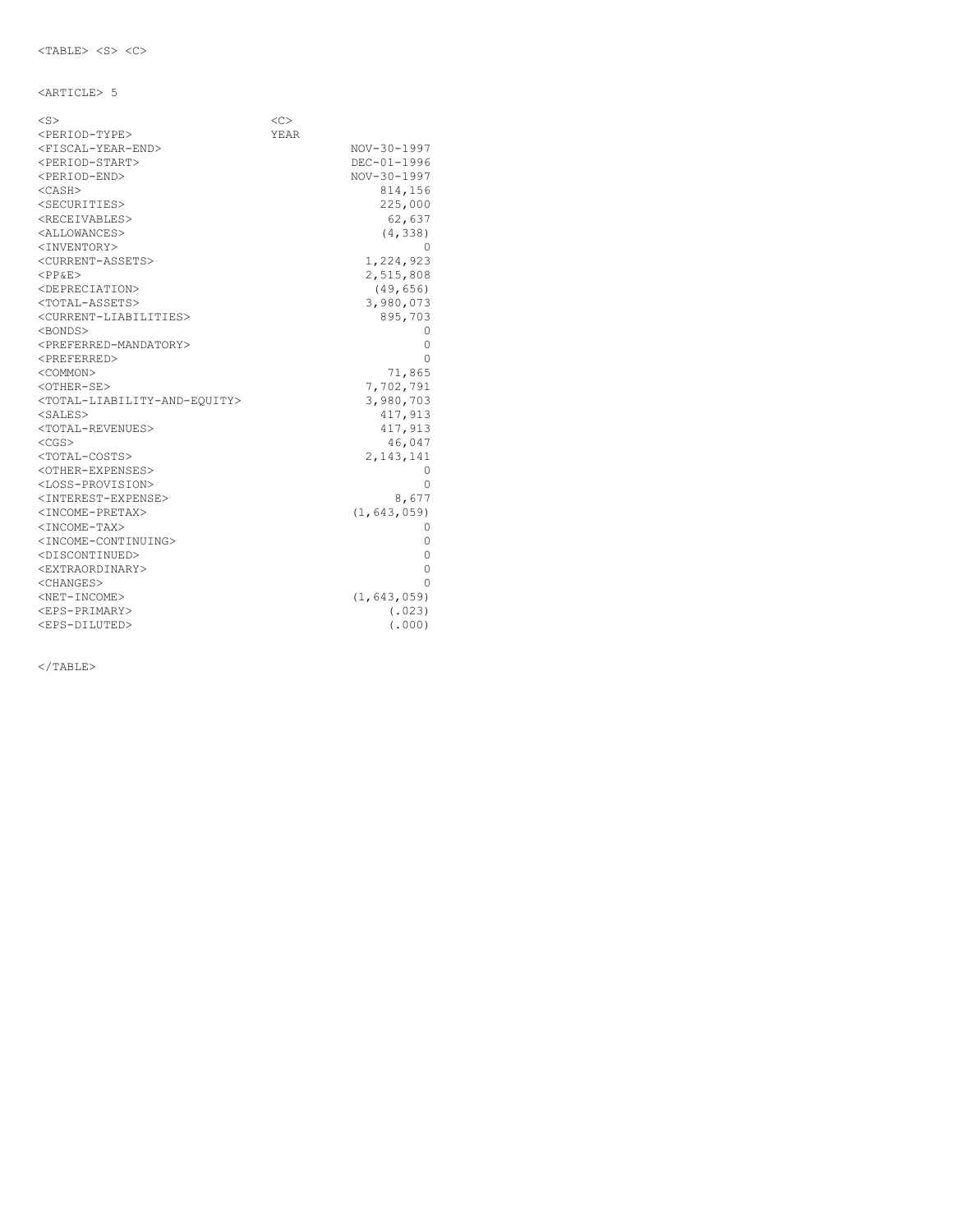<TABLE> <S> <C>

<ARTICLE> 5

| | |
|---|---|
| <S> | <C> |
| <PERIOD-TYPE> | YEAR |
| <FISCAL-YEAR-END> | NOV-30-1997 |
| <PERIOD-START> | DEC-01-1996 |
| <PERIOD-END> | NOV-30-1997 |
| <CASH> | 814,156 |
| <SECURITIES> | 225,000 |
| <RECEIVABLES> | 62,637 |
| <ALLOWANCES> | (4,338) |
| <INVENTORY> | 0 |
| <CURRENT-ASSETS> | 1,224,923 |
| <PP&E> | 2,515,808 |
| <DEPRECIATION> | (49,656) |
| <TOTAL-ASSETS> | 3,980,073 |
| <CURRENT-LIABILITIES> | 895,703 |
| <BONDS> | 0 |
| <PREFERRED-MANDATORY> | 0 |
| <PREFERRED> | 0 |
| <COMMON> | 71,865 |
| <OTHER-SE> | 7,702,791 |
| <TOTAL-LIABILITY-AND-EQUITY> | 3,980,703 |
| <SALES> | 417,913 |
| <TOTAL-REVENUES> | 417,913 |
| <CGS> | 46,047 |
| <TOTAL-COSTS> | 2,143,141 |
| <OTHER-EXPENSES> | 0 |
| <LOSS-PROVISION> | 0 |
| <INTEREST-EXPENSE> | 8,677 |
| <INCOME-PRETAX> | (1,643,059) |
| <INCOME-TAX> | 0 |
| <INCOME-CONTINUING> | 0 |
| <DISCONTINUED> | 0 |
| <EXTRAORDINARY> | 0 |
| <CHANGES> | 0 |
| <NET-INCOME> | (1,643,059) |
| <EPS-PRIMARY> | (.023) |
| <EPS-DILUTED> | (.000) |

</TABLE>